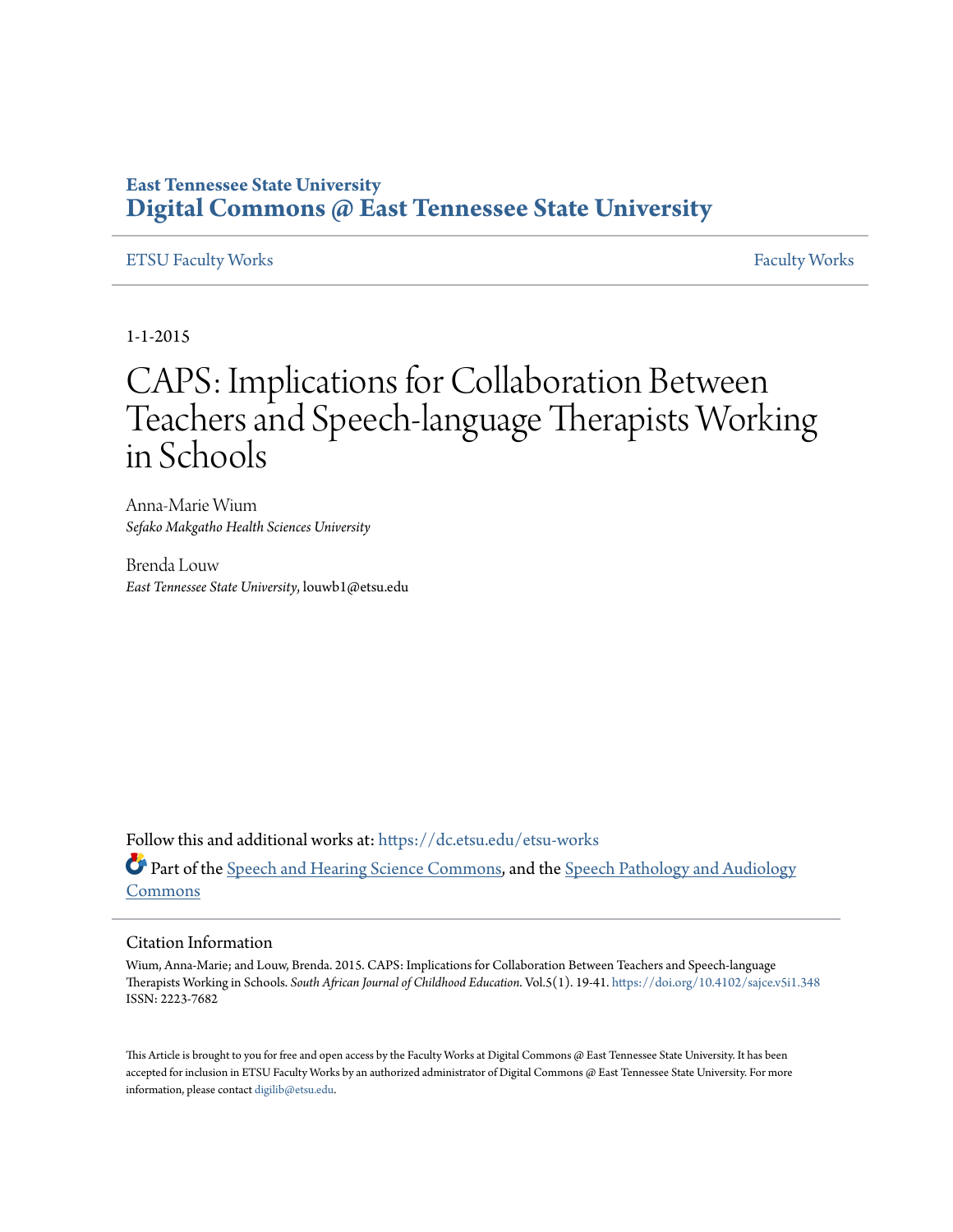East Tennessee State University

# Digital Commons @ East Tennessee State University

ETSU Faculty Works | Faculty Works

1-1-2015

# CAPS: Implications for Collaboration Between Teachers and Speech-language Therapists Working in Schools

Anna-Marie Wium
*Sefako Makgatho Health Sciences University*

Brenda Louw
*East Tennessee State University*, louwb1@etsu.edu

Follow this and additional works at: https://dc.etsu.edu/etsu-works

Part of the Speech and Hearing Science Commons, and the Speech Pathology and Audiology Commons

## Citation Information

Wium, Anna-Marie; and Louw, Brenda. 2015. CAPS: Implications for Collaboration Between Teachers and Speech-language Therapists Working in Schools. *South African Journal of Childhood Education*. Vol.5(1). 19-41. https://doi.org/10.4102/sajce.v5i1.348 ISSN: 2223-7682

This Article is brought to you for free and open access by the Faculty Works at Digital Commons @ East Tennessee State University. It has been accepted for inclusion in ETSU Faculty Works by an authorized administrator of Digital Commons @ East Tennessee State University. For more information, please contact digilib@etsu.edu.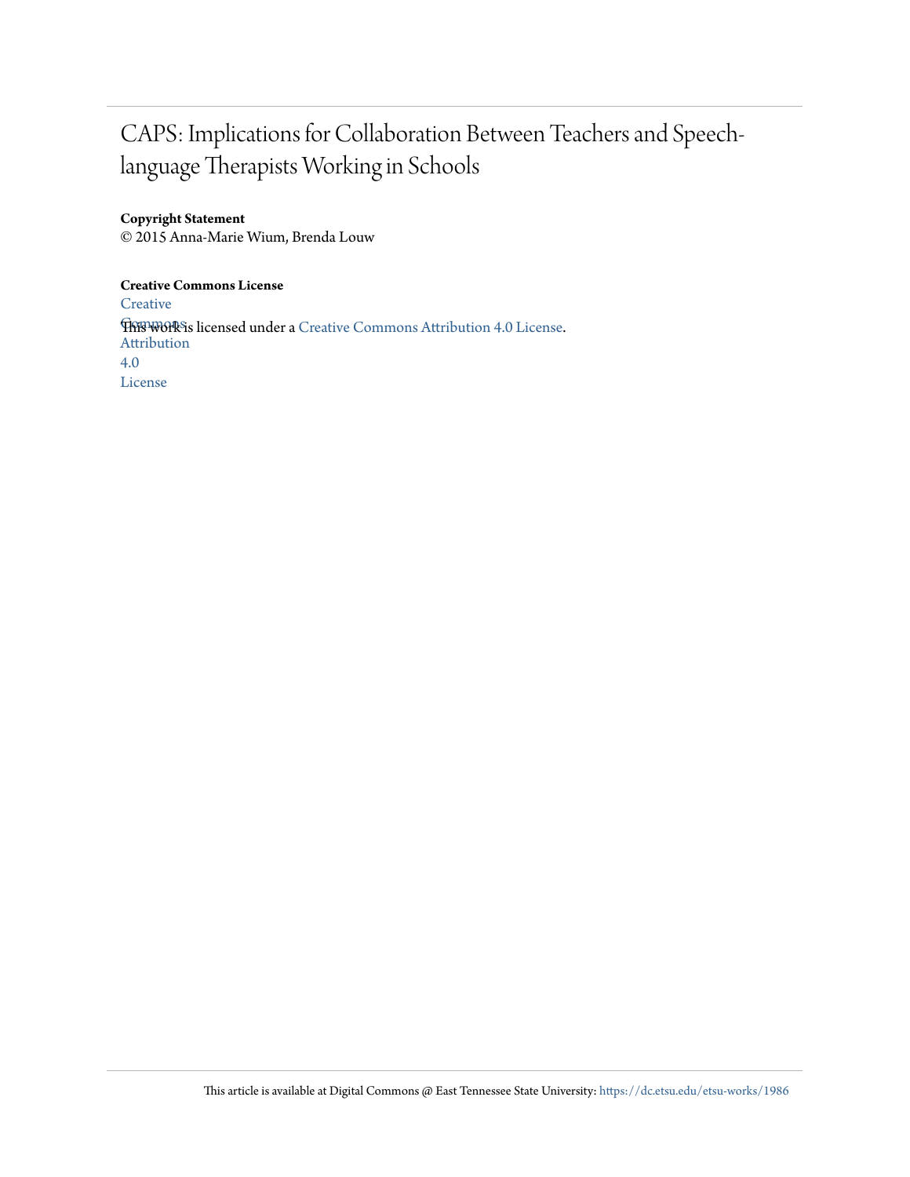# CAPS: Implications for Collaboration Between Teachers and Speech-language Therapists Working in Schools

**Copyright Statement**

© 2015 Anna-Marie Wium, Brenda Louw

**Creative Commons License**

Creative Commons Attribution 4.0 License

This work is licensed under a Creative Commons Attribution 4.0 License.

This article is available at Digital Commons @ East Tennessee State University: https://dc.etsu.edu/etsu-works/1986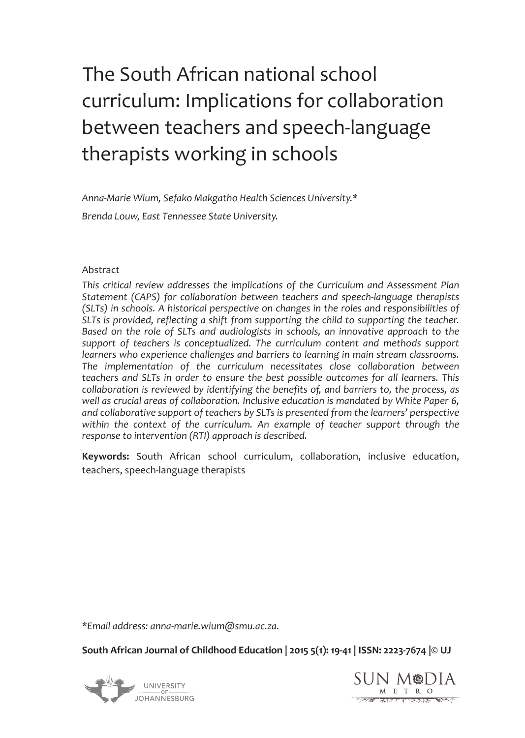# The South African national school curriculum: Implications for collaboration between teachers and speech-language therapists working in schools

*Anna-Marie Wium, Sefako Makgatho Health Sciences University.**

*Brenda Louw, East Tennessee State University.*

Abstract

*This critical review addresses the implications of the Curriculum and Assessment Plan Statement (CAPS) for collaboration between teachers and speech-language therapists (SLTs) in schools. A historical perspective on changes in the roles and responsibilities of SLTs is provided, reflecting a shift from supporting the child to supporting the teacher. Based on the role of SLTs and audiologists in schools, an innovative approach to the support of teachers is conceptualized. The curriculum content and methods support learners who experience challenges and barriers to learning in main stream classrooms. The implementation of the curriculum necessitates close collaboration between teachers and SLTs in order to ensure the best possible outcomes for all learners. This collaboration is reviewed by identifying the benefits of, and barriers to, the process, as well as crucial areas of collaboration. Inclusive education is mandated by White Paper 6, and collaborative support of teachers by SLTs is presented from the learners' perspective within the context of the curriculum. An example of teacher support through the response to intervention (RTI) approach is described.*

**Keywords:** South African school curriculum, collaboration, inclusive education, teachers, speech-language therapists

*Email address: anna-marie.wium@smu.ac.za.*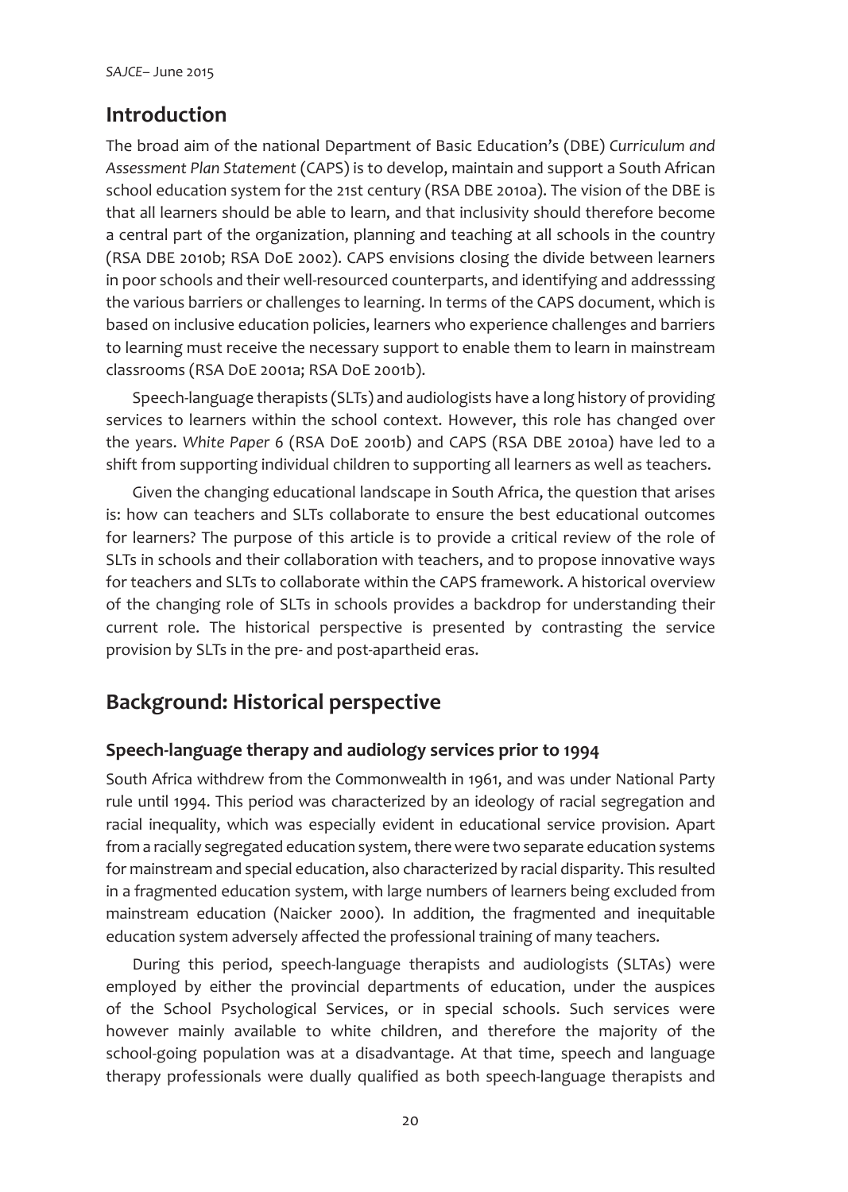## Introduction

The broad aim of the national Department of Basic Education's (DBE) *Curriculum and Assessment Plan Statement* (CAPS) is to develop, maintain and support a South African school education system for the 21st century (RSA DBE 2010a). The vision of the DBE is that all learners should be able to learn, and that inclusivity should therefore become a central part of the organization, planning and teaching at all schools in the country (RSA DBE 2010b; RSA DoE 2002). CAPS envisions closing the divide between learners in poor schools and their well-resourced counterparts, and identifying and addresssing the various barriers or challenges to learning. In terms of the CAPS document, which is based on inclusive education policies, learners who experience challenges and barriers to learning must receive the necessary support to enable them to learn in mainstream classrooms (RSA DoE 2001a; RSA DoE 2001b).

Speech-language therapists (SLTs) and audiologists have a long history of providing services to learners within the school context. However, this role has changed over the years. *White Paper 6* (RSA DoE 2001b) and CAPS (RSA DBE 2010a) have led to a shift from supporting individual children to supporting all learners as well as teachers.

Given the changing educational landscape in South Africa, the question that arises is: how can teachers and SLTs collaborate to ensure the best educational outcomes for learners? The purpose of this article is to provide a critical review of the role of SLTs in schools and their collaboration with teachers, and to propose innovative ways for teachers and SLTs to collaborate within the CAPS framework. A historical overview of the changing role of SLTs in schools provides a backdrop for understanding their current role. The historical perspective is presented by contrasting the service provision by SLTs in the pre- and post-apartheid eras.

## Background: Historical perspective

### Speech-language therapy and audiology services prior to 1994

South Africa withdrew from the Commonwealth in 1961, and was under National Party rule until 1994. This period was characterized by an ideology of racial segregation and racial inequality, which was especially evident in educational service provision. Apart from a racially segregated education system, there were two separate education systems for mainstream and special education, also characterized by racial disparity. This resulted in a fragmented education system, with large numbers of learners being excluded from mainstream education (Naicker 2000). In addition, the fragmented and inequitable education system adversely affected the professional training of many teachers.

During this period, speech-language therapists and audiologists (SLTAs) were employed by either the provincial departments of education, under the auspices of the School Psychological Services, or in special schools. Such services were however mainly available to white children, and therefore the majority of the school-going population was at a disadvantage. At that time, speech and language therapy professionals were dually qualified as both speech-language therapists and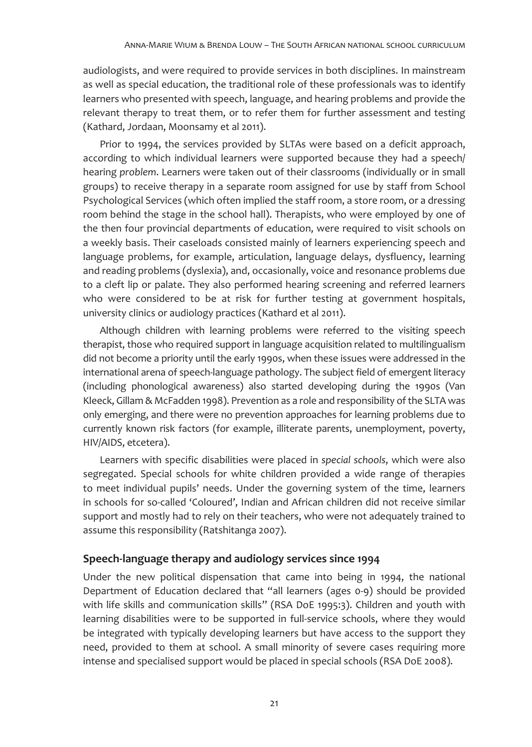audiologists, and were required to provide services in both disciplines. In mainstream as well as special education, the traditional role of these professionals was to identify learners who presented with speech, language, and hearing problems and provide the relevant therapy to treat them, or to refer them for further assessment and testing (Kathard, Jordaan, Moonsamy et al 2011).

Prior to 1994, the services provided by SLTAs were based on a deficit approach, according to which individual learners were supported because they had a speech/hearing *problem*. Learners were taken out of their classrooms (individually or in small groups) to receive therapy in a separate room assigned for use by staff from School Psychological Services (which often implied the staff room, a store room, or a dressing room behind the stage in the school hall). Therapists, who were employed by one of the then four provincial departments of education, were required to visit schools on a weekly basis. Their caseloads consisted mainly of learners experiencing speech and language problems, for example, articulation, language delays, dysfluency, learning and reading problems (dyslexia), and, occasionally, voice and resonance problems due to a cleft lip or palate. They also performed hearing screening and referred learners who were considered to be at risk for further testing at government hospitals, university clinics or audiology practices (Kathard et al 2011).

Although children with learning problems were referred to the visiting speech therapist, those who required support in language acquisition related to multilingualism did not become a priority until the early 1990s, when these issues were addressed in the international arena of speech-language pathology. The subject field of emergent literacy (including phonological awareness) also started developing during the 1990s (Van Kleeck, Gillam & McFadden 1998). Prevention as a role and responsibility of the SLTA was only emerging, and there were no prevention approaches for learning problems due to currently known risk factors (for example, illiterate parents, unemployment, poverty, HIV/AIDS, etcetera).

Learners with specific disabilities were placed in *special schools*, which were also segregated. Special schools for white children provided a wide range of therapies to meet individual pupils' needs. Under the governing system of the time, learners in schools for so-called 'Coloured', Indian and African children did not receive similar support and mostly had to rely on their teachers, who were not adequately trained to assume this responsibility (Ratshitanga 2007).

## Speech-language therapy and audiology services since 1994

Under the new political dispensation that came into being in 1994, the national Department of Education declared that "all learners (ages 0-9) should be provided with life skills and communication skills" (RSA DoE 1995:3). Children and youth with learning disabilities were to be supported in full-service schools, where they would be integrated with typically developing learners but have access to the support they need, provided to them at school. A small minority of severe cases requiring more intense and specialised support would be placed in special schools (RSA DoE 2008).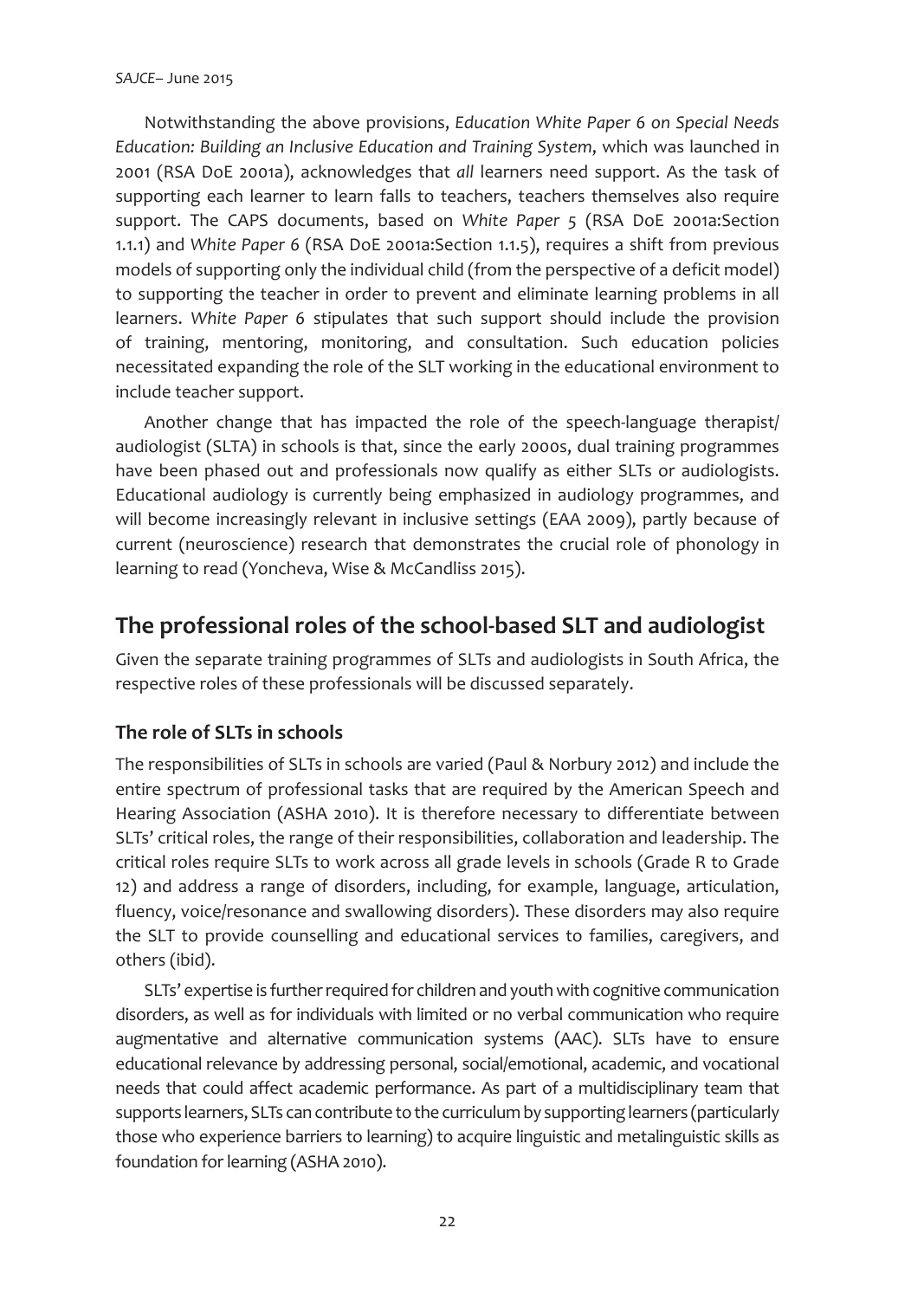Notwithstanding the above provisions, *Education White Paper 6 on Special Needs Education: Building an Inclusive Education and Training System*, which was launched in 2001 (RSA DoE 2001a), acknowledges that *all* learners need support. As the task of supporting each learner to learn falls to teachers, teachers themselves also require support. The CAPS documents, based on *White Paper 5* (RSA DoE 2001a:Section 1.1.1) and *White Paper 6* (RSA DoE 2001a:Section 1.1.5), requires a shift from previous models of supporting only the individual child (from the perspective of a deficit model) to supporting the teacher in order to prevent and eliminate learning problems in all learners. *White Paper 6* stipulates that such support should include the provision of training, mentoring, monitoring, and consultation. Such education policies necessitated expanding the role of the SLT working in the educational environment to include teacher support.

Another change that has impacted the role of the speech-language therapist/ audiologist (SLTA) in schools is that, since the early 2000s, dual training programmes have been phased out and professionals now qualify as either SLTs or audiologists. Educational audiology is currently being emphasized in audiology programmes, and will become increasingly relevant in inclusive settings (EAA 2009), partly because of current (neuroscience) research that demonstrates the crucial role of phonology in learning to read (Yoncheva, Wise & McCandliss 2015).

## The professional roles of the school-based SLT and audiologist

Given the separate training programmes of SLTs and audiologists in South Africa, the respective roles of these professionals will be discussed separately.

### The role of SLTs in schools

The responsibilities of SLTs in schools are varied (Paul & Norbury 2012) and include the entire spectrum of professional tasks that are required by the American Speech and Hearing Association (ASHA 2010). It is therefore necessary to differentiate between SLTs' critical roles, the range of their responsibilities, collaboration and leadership. The critical roles require SLTs to work across all grade levels in schools (Grade R to Grade 12) and address a range of disorders, including, for example, language, articulation, fluency, voice/resonance and swallowing disorders). These disorders may also require the SLT to provide counselling and educational services to families, caregivers, and others (ibid).

SLTs' expertise is further required for children and youth with cognitive communication disorders, as well as for individuals with limited or no verbal communication who require augmentative and alternative communication systems (AAC). SLTs have to ensure educational relevance by addressing personal, social/emotional, academic, and vocational needs that could affect academic performance. As part of a multidisciplinary team that supports learners, SLTs can contribute to the curriculum by supporting learners (particularly those who experience barriers to learning) to acquire linguistic and metalinguistic skills as foundation for learning (ASHA 2010).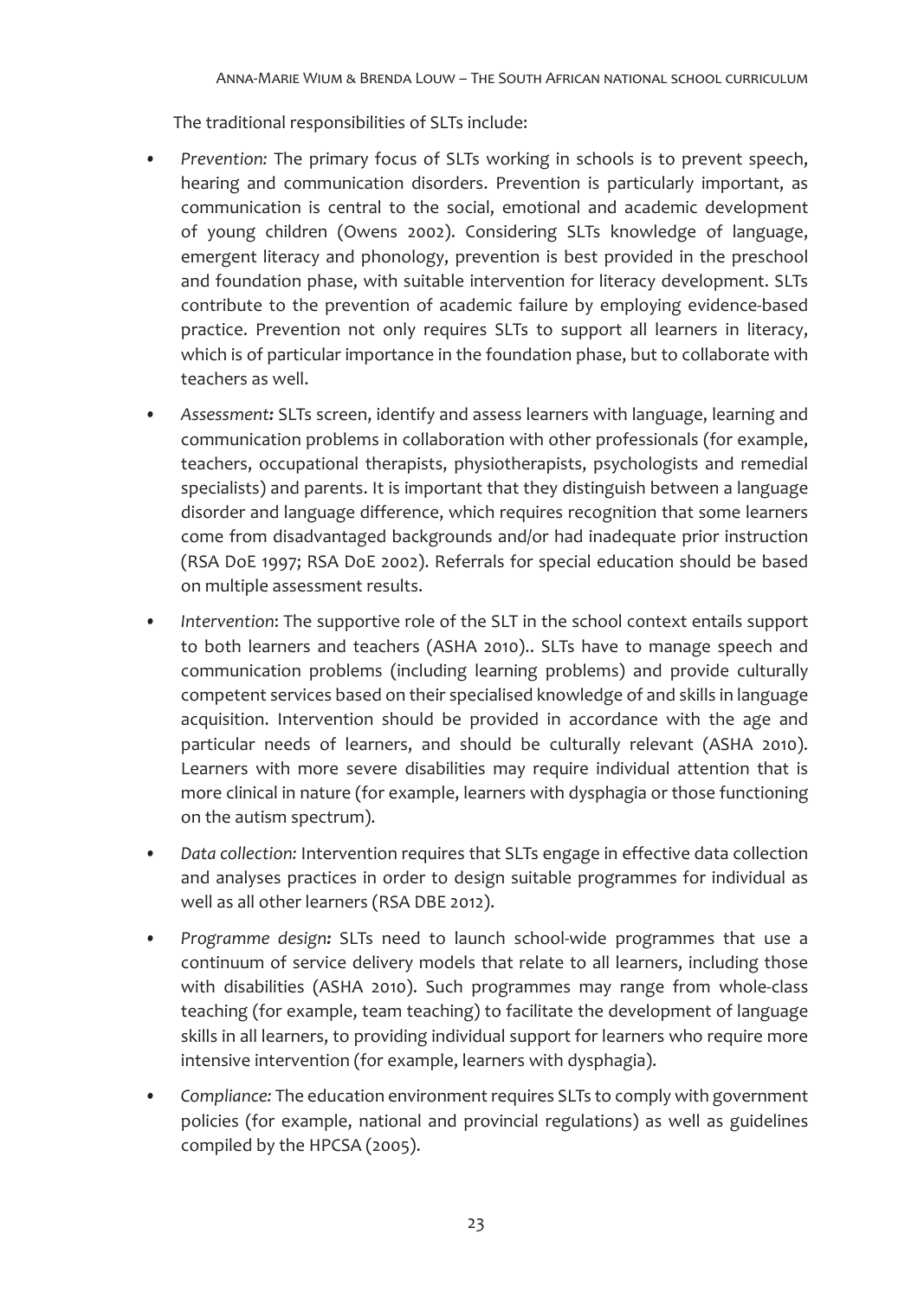The traditional responsibilities of SLTs include:

- *Prevention:* The primary focus of SLTs working in schools is to prevent speech, hearing and communication disorders. Prevention is particularly important, as communication is central to the social, emotional and academic development of young children (Owens 2002). Considering SLTs knowledge of language, emergent literacy and phonology, prevention is best provided in the preschool and foundation phase, with suitable intervention for literacy development. SLTs contribute to the prevention of academic failure by employing evidence-based practice. Prevention not only requires SLTs to support all learners in literacy, which is of particular importance in the foundation phase, but to collaborate with teachers as well.
- *Assessment:* SLTs screen, identify and assess learners with language, learning and communication problems in collaboration with other professionals (for example, teachers, occupational therapists, physiotherapists, psychologists and remedial specialists) and parents. It is important that they distinguish between a language disorder and language difference, which requires recognition that some learners come from disadvantaged backgrounds and/or had inadequate prior instruction (RSA DoE 1997; RSA DoE 2002). Referrals for special education should be based on multiple assessment results.
- *Intervention*: The supportive role of the SLT in the school context entails support to both learners and teachers (ASHA 2010).. SLTs have to manage speech and communication problems (including learning problems) and provide culturally competent services based on their specialised knowledge of and skills in language acquisition. Intervention should be provided in accordance with the age and particular needs of learners, and should be culturally relevant (ASHA 2010). Learners with more severe disabilities may require individual attention that is more clinical in nature (for example, learners with dysphagia or those functioning on the autism spectrum).
- *Data collection:* Intervention requires that SLTs engage in effective data collection and analyses practices in order to design suitable programmes for individual as well as all other learners (RSA DBE 2012).
- *Programme design:* SLTs need to launch school-wide programmes that use a continuum of service delivery models that relate to all learners, including those with disabilities (ASHA 2010). Such programmes may range from whole-class teaching (for example, team teaching) to facilitate the development of language skills in all learners, to providing individual support for learners who require more intensive intervention (for example, learners with dysphagia).
- *Compliance:* The education environment requires SLTs to comply with government policies (for example, national and provincial regulations) as well as guidelines compiled by the HPCSA (2005).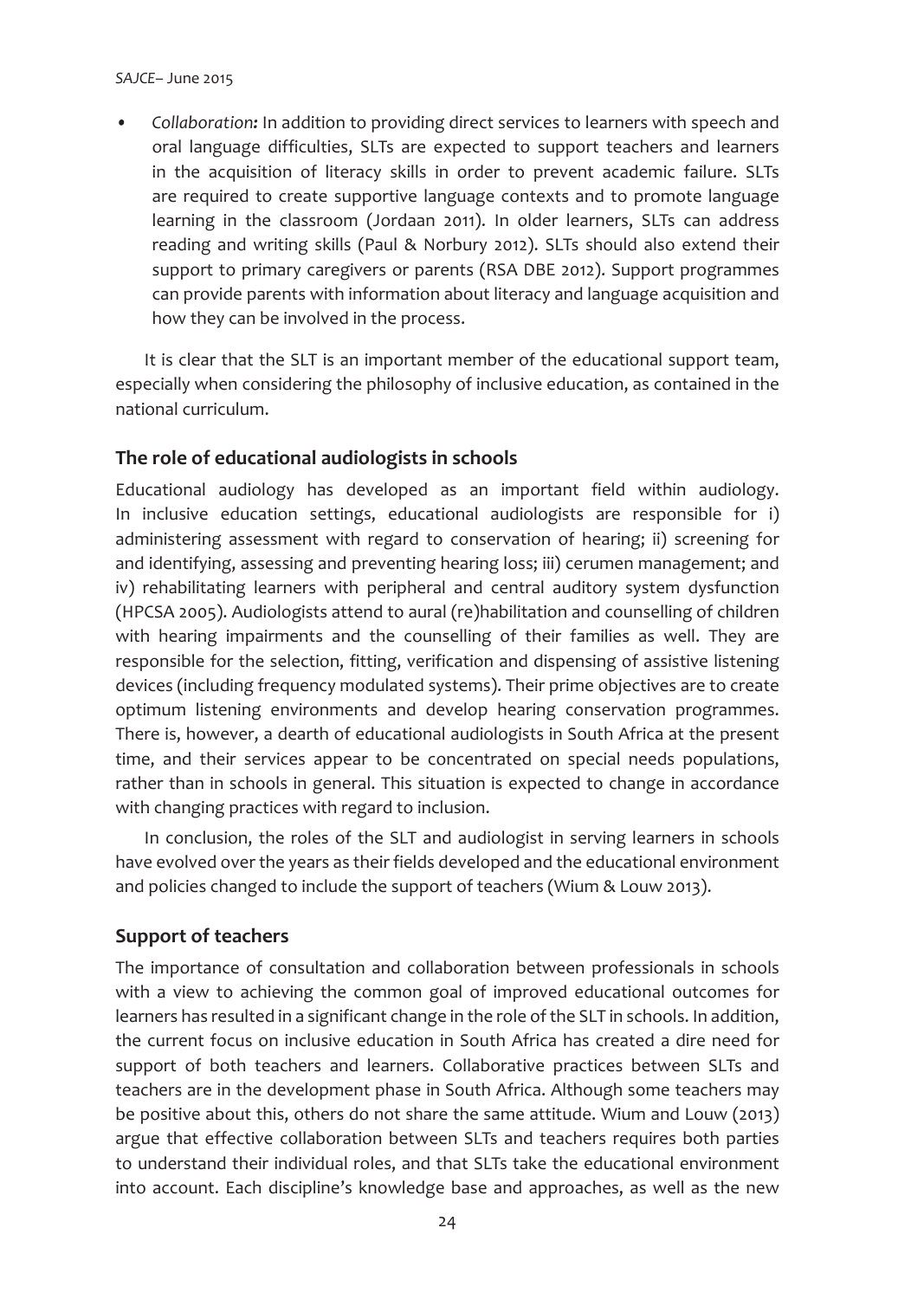- *Collaboration:* In addition to providing direct services to learners with speech and oral language difficulties, SLTs are expected to support teachers and learners in the acquisition of literacy skills in order to prevent academic failure. SLTs are required to create supportive language contexts and to promote language learning in the classroom (Jordaan 2011). In older learners, SLTs can address reading and writing skills (Paul & Norbury 2012). SLTs should also extend their support to primary caregivers or parents (RSA DBE 2012). Support programmes can provide parents with information about literacy and language acquisition and how they can be involved in the process.

It is clear that the SLT is an important member of the educational support team, especially when considering the philosophy of inclusive education, as contained in the national curriculum.

## The role of educational audiologists in schools

Educational audiology has developed as an important field within audiology. In inclusive education settings, educational audiologists are responsible for i) administering assessment with regard to conservation of hearing; ii) screening for and identifying, assessing and preventing hearing loss; iii) cerumen management; and iv) rehabilitating learners with peripheral and central auditory system dysfunction (HPCSA 2005). Audiologists attend to aural (re)habilitation and counselling of children with hearing impairments and the counselling of their families as well. They are responsible for the selection, fitting, verification and dispensing of assistive listening devices (including frequency modulated systems). Their prime objectives are to create optimum listening environments and develop hearing conservation programmes. There is, however, a dearth of educational audiologists in South Africa at the present time, and their services appear to be concentrated on special needs populations, rather than in schools in general. This situation is expected to change in accordance with changing practices with regard to inclusion.

In conclusion, the roles of the SLT and audiologist in serving learners in schools have evolved over the years as their fields developed and the educational environment and policies changed to include the support of teachers (Wium & Louw 2013).

## Support of teachers

The importance of consultation and collaboration between professionals in schools with a view to achieving the common goal of improved educational outcomes for learners has resulted in a significant change in the role of the SLT in schools. In addition, the current focus on inclusive education in South Africa has created a dire need for support of both teachers and learners. Collaborative practices between SLTs and teachers are in the development phase in South Africa. Although some teachers may be positive about this, others do not share the same attitude. Wium and Louw (2013) argue that effective collaboration between SLTs and teachers requires both parties to understand their individual roles, and that SLTs take the educational environment into account. Each discipline's knowledge base and approaches, as well as the new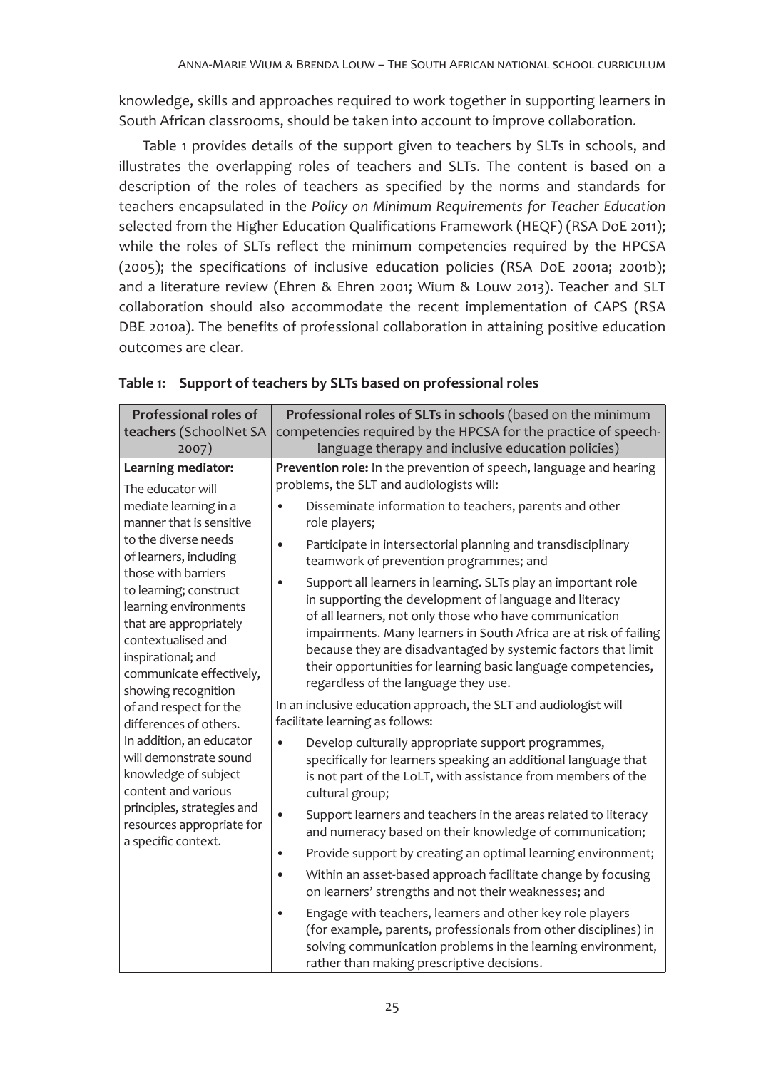knowledge, skills and approaches required to work together in supporting learners in South African classrooms, should be taken into account to improve collaboration.

Table 1 provides details of the support given to teachers by SLTs in schools, and illustrates the overlapping roles of teachers and SLTs. The content is based on a description of the roles of teachers as specified by the norms and standards for teachers encapsulated in the *Policy on Minimum Requirements for Teacher Education* selected from the Higher Education Qualifications Framework (HEQF) (RSA DoE 2011); while the roles of SLTs reflect the minimum competencies required by the HPCSA (2005); the specifications of inclusive education policies (RSA DoE 2001a; 2001b); and a literature review (Ehren & Ehren 2001; Wium & Louw 2013). Teacher and SLT collaboration should also accommodate the recent implementation of CAPS (RSA DBE 2010a). The benefits of professional collaboration in attaining positive education outcomes are clear.

**Table 1: Support of teachers by SLTs based on professional roles**

| **Professional roles of teachers** (SchoolNet SA 2007) | **Professional roles of SLTs in schools** (based on the minimum competencies required by the HPCSA for the practice of speech-language therapy and inclusive education policies) |
|---|---|
| **Learning mediator:**<br>The educator will mediate learning in a manner that is sensitive to the diverse needs of learners, including those with barriers to learning; construct learning environments that are appropriately contextualised and inspirational; and communicate effectively, showing recognition of and respect for the differences of others.<br>In addition, an educator will demonstrate sound knowledge of subject content and various principles, strategies and resources appropriate for a specific context. | **Prevention role:** In the prevention of speech, language and hearing problems, the SLT and audiologists will:<br>• Disseminate information to teachers, parents and other role players;<br>• Participate in intersectorial planning and transdisciplinary teamwork of prevention programmes; and<br>• Support all learners in learning. SLTs play an important role in supporting the development of language and literacy of all learners, not only those who have communication impairments. Many learners in South Africa are at risk of failing because they are disadvantaged by systemic factors that limit their opportunities for learning basic language competencies, regardless of the language they use.<br>In an inclusive education approach, the SLT and audiologist will facilitate learning as follows:<br>• Develop culturally appropriate support programmes, specifically for learners speaking an additional language that is not part of the LoLT, with assistance from members of the cultural group;<br>• Support learners and teachers in the areas related to literacy and numeracy based on their knowledge of communication;<br>• Provide support by creating an optimal learning environment;<br>• Within an asset-based approach facilitate change by focusing on learners' strengths and not their weaknesses; and<br>• Engage with teachers, learners and other key role players (for example, parents, professionals from other disciplines) in solving communication problems in the learning environment, rather than making prescriptive decisions. |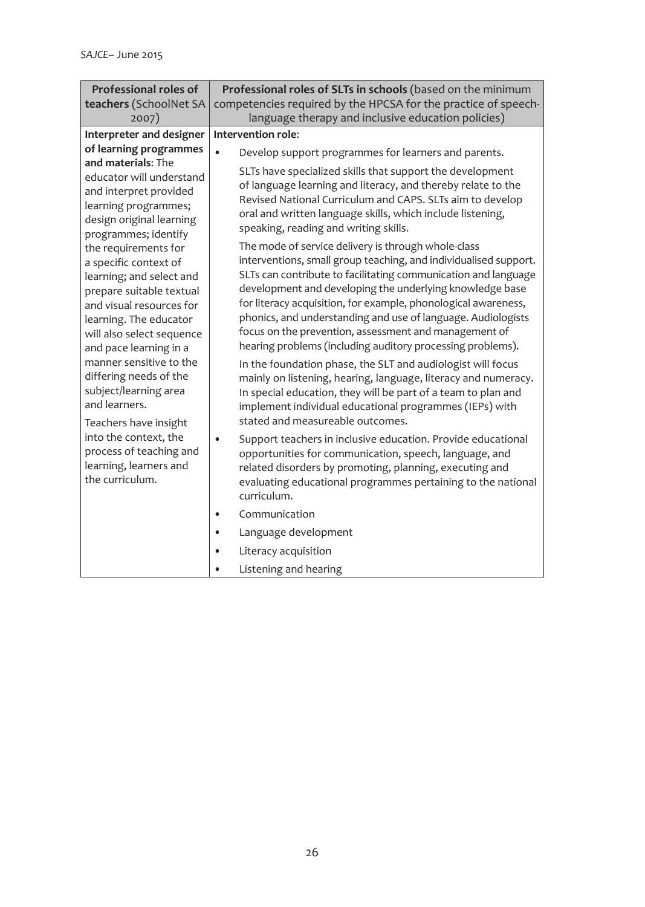| **Professional roles of teachers** (SchoolNet SA 2007) | **Professional roles of SLTs in schools** (based on the minimum competencies required by the HPCSA for the practice of speech-language therapy and inclusive education policies) |
|---|---|
| **Interpreter and designer of learning programmes and materials**: The educator will understand and interpret provided learning programmes; design original learning programmes; identify the requirements for a specific context of learning; and select and prepare suitable textual and visual resources for learning. The educator will also select sequence and pace learning in a manner sensitive to the differing needs of the subject/learning area and learners.<br><br>Teachers have insight into the context, the process of teaching and learning, learners and the curriculum. | **Intervention role**:<br>• Develop support programmes for learners and parents.<br>SLTs have specialized skills that support the development of language learning and literacy, and thereby relate to the Revised National Curriculum and CAPS. SLTs aim to develop oral and written language skills, which include listening, speaking, reading and writing skills.<br>The mode of service delivery is through whole-class interventions, small group teaching, and individualised support. SLTs can contribute to facilitating communication and language development and developing the underlying knowledge base for literacy acquisition, for example, phonological awareness, phonics, and understanding and use of language. Audiologists focus on the prevention, assessment and management of hearing problems (including auditory processing problems).<br>In the foundation phase, the SLT and audiologist will focus mainly on listening, hearing, language, literacy and numeracy. In special education, they will be part of a team to plan and implement individual educational programmes (IEPs) with stated and measureable outcomes.<br>• Support teachers in inclusive education. Provide educational opportunities for communication, speech, language, and related disorders by promoting, planning, executing and evaluating educational programmes pertaining to the national curriculum.<br>• Communication<br>• Language development<br>• Literacy acquisition<br>• Listening and hearing |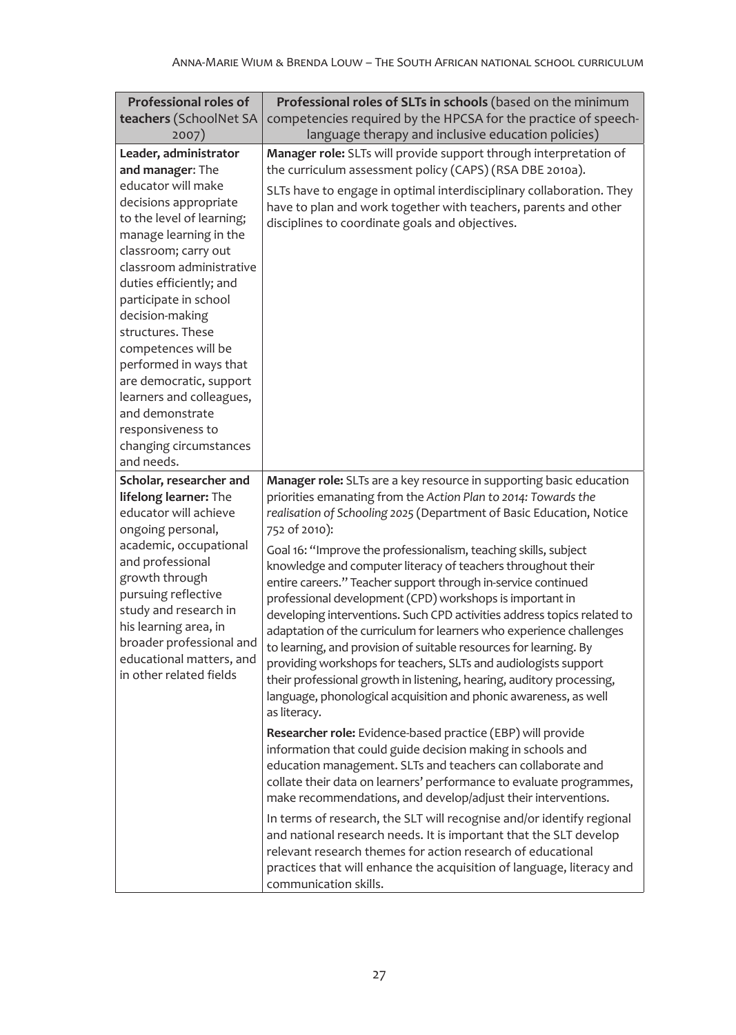| **Professional roles of teachers** (SchoolNet SA 2007) | **Professional roles of SLTs in schools** (based on the minimum competencies required by the HPCSA for the practice of speech-language therapy and inclusive education policies) |
|---|---|
| **Leader, administrator and manager**: The educator will make decisions appropriate to the level of learning; manage learning in the classroom; carry out classroom administrative duties efficiently; and participate in school decision-making structures. These competences will be performed in ways that are democratic, support learners and colleagues, and demonstrate responsiveness to changing circumstances and needs. | **Manager role:** SLTs will provide support through interpretation of the curriculum assessment policy (CAPS) (RSA DBE 2010a).<br><br>SLTs have to engage in optimal interdisciplinary collaboration. They have to plan and work together with teachers, parents and other disciplines to coordinate goals and objectives. |
| **Scholar, researcher and lifelong learner:** The educator will achieve ongoing personal, academic, occupational and professional growth through pursuing reflective study and research in his learning area, in broader professional and educational matters, and in other related fields | **Manager role:** SLTs are a key resource in supporting basic education priorities emanating from the *Action Plan to 2014: Towards the realisation of Schooling 2025* (Department of Basic Education, Notice 752 of 2010):<br><br>Goal 16: "Improve the professionalism, teaching skills, subject knowledge and computer literacy of teachers throughout their entire careers." Teacher support through in-service continued professional development (CPD) workshops is important in developing interventions. Such CPD activities address topics related to adaptation of the curriculum for learners who experience challenges to learning, and provision of suitable resources for learning. By providing workshops for teachers, SLTs and audiologists support their professional growth in listening, hearing, auditory processing, language, phonological acquisition and phonic awareness, as well as literacy.<br><br>**Researcher role:** Evidence-based practice (EBP) will provide information that could guide decision making in schools and education management. SLTs and teachers can collaborate and collate their data on learners' performance to evaluate programmes, make recommendations, and develop/adjust their interventions.<br><br>In terms of research, the SLT will recognise and/or identify regional and national research needs. It is important that the SLT develop relevant research themes for action research of educational practices that will enhance the acquisition of language, literacy and communication skills. |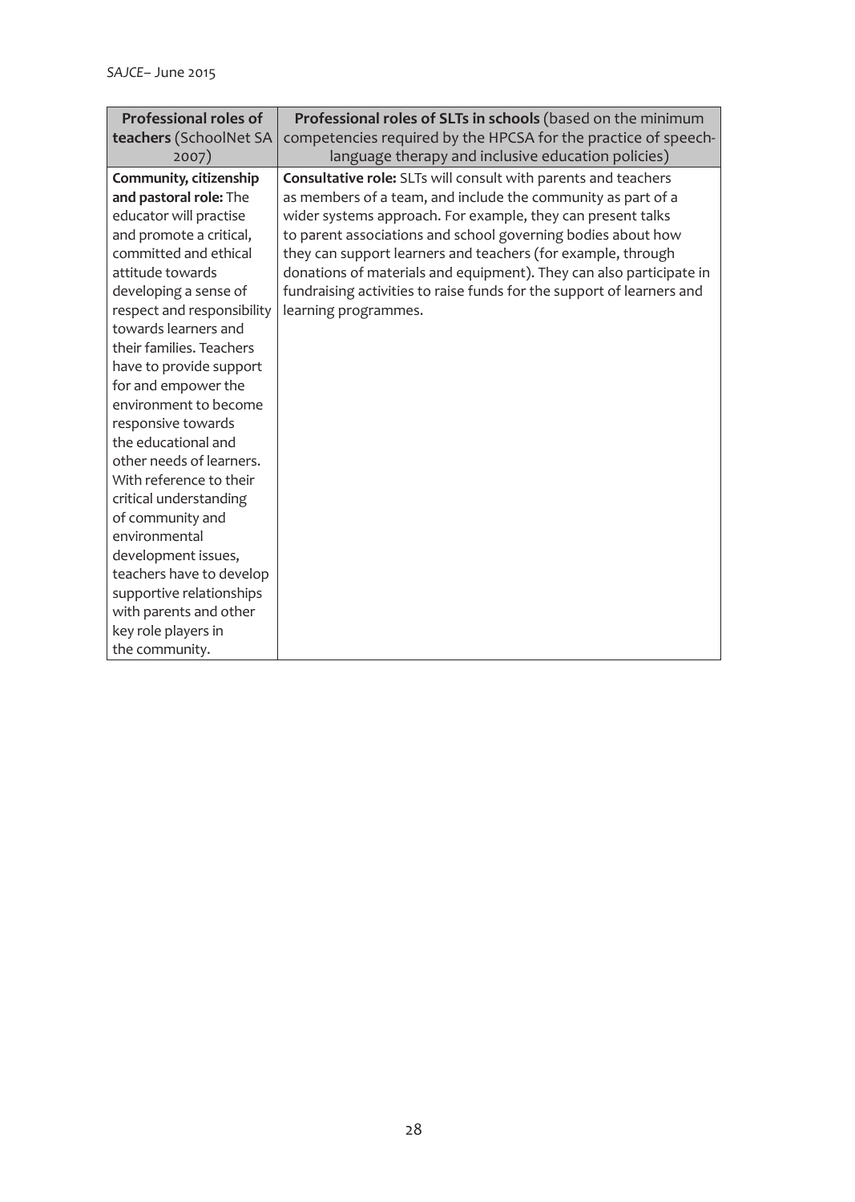| **Professional roles of teachers** (SchoolNet SA 2007) | **Professional roles of SLTs in schools** (based on the minimum competencies required by the HPCSA for the practice of speech-language therapy and inclusive education policies) |
|---|---|
| **Community, citizenship and pastoral role:** The educator will practise and promote a critical, committed and ethical attitude towards developing a sense of respect and responsibility towards learners and their families. Teachers have to provide support for and empower the environment to become responsive towards the educational and other needs of learners. With reference to their critical understanding of community and environmental development issues, teachers have to develop supportive relationships with parents and other key role players in the community. | **Consultative role:** SLTs will consult with parents and teachers as members of a team, and include the community as part of a wider systems approach. For example, they can present talks to parent associations and school governing bodies about how they can support learners and teachers (for example, through donations of materials and equipment). They can also participate in fundraising activities to raise funds for the support of learners and learning programmes. |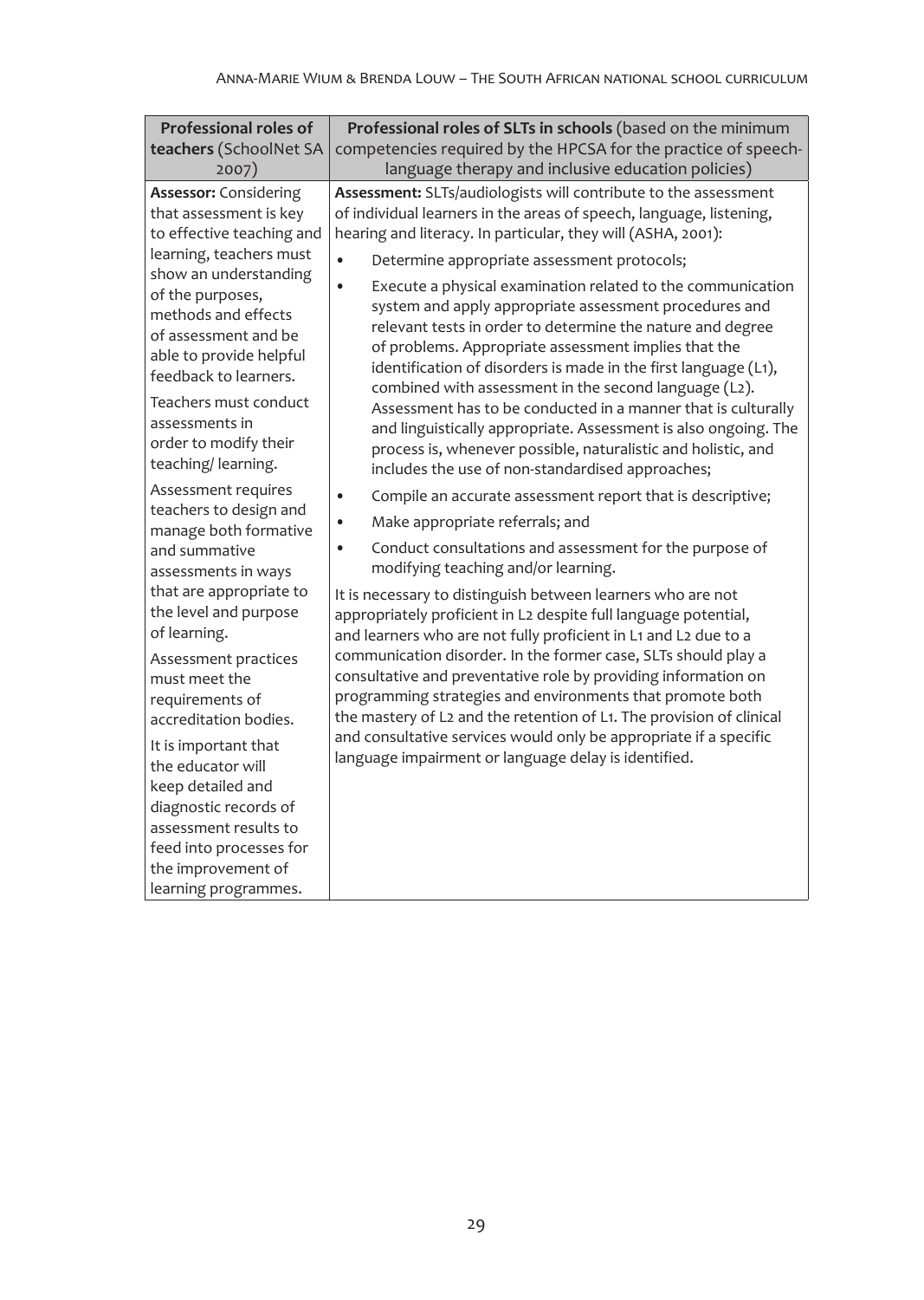| **Professional roles of teachers** (SchoolNet SA 2007) | **Professional roles of SLTs in schools** (based on the minimum competencies required by the HPCSA for the practice of speech-language therapy and inclusive education policies) |
| --- | --- |
| **Assessor:** Considering that assessment is key to effective teaching and learning, teachers must show an understanding of the purposes, methods and effects of assessment and be able to provide helpful feedback to learners.<br><br>Teachers must conduct assessments in order to modify their teaching/ learning.<br><br>Assessment requires teachers to design and manage both formative and summative assessments in ways that are appropriate to the level and purpose of learning.<br><br>Assessment practices must meet the requirements of accreditation bodies.<br><br>It is important that the educator will keep detailed and diagnostic records of assessment results to feed into processes for the improvement of learning programmes. | **Assessment:** SLTs/audiologists will contribute to the assessment of individual learners in the areas of speech, language, listening, hearing and literacy. In particular, they will (ASHA, 2001):<br><br>• Determine appropriate assessment protocols;<br>• Execute a physical examination related to the communication system and apply appropriate assessment procedures and relevant tests in order to determine the nature and degree of problems. Appropriate assessment implies that the identification of disorders is made in the first language (L1), combined with assessment in the second language (L2). Assessment has to be conducted in a manner that is culturally and linguistically appropriate. Assessment is also ongoing. The process is, whenever possible, naturalistic and holistic, and includes the use of non-standardised approaches;<br>• Compile an accurate assessment report that is descriptive;<br>• Make appropriate referrals; and<br>• Conduct consultations and assessment for the purpose of modifying teaching and/or learning.<br><br>It is necessary to distinguish between learners who are not appropriately proficient in L2 despite full language potential, and learners who are not fully proficient in L1 and L2 due to a communication disorder. In the former case, SLTs should play a consultative and preventative role by providing information on programming strategies and environments that promote both the mastery of L2 and the retention of L1. The provision of clinical and consultative services would only be appropriate if a specific language impairment or language delay is identified. |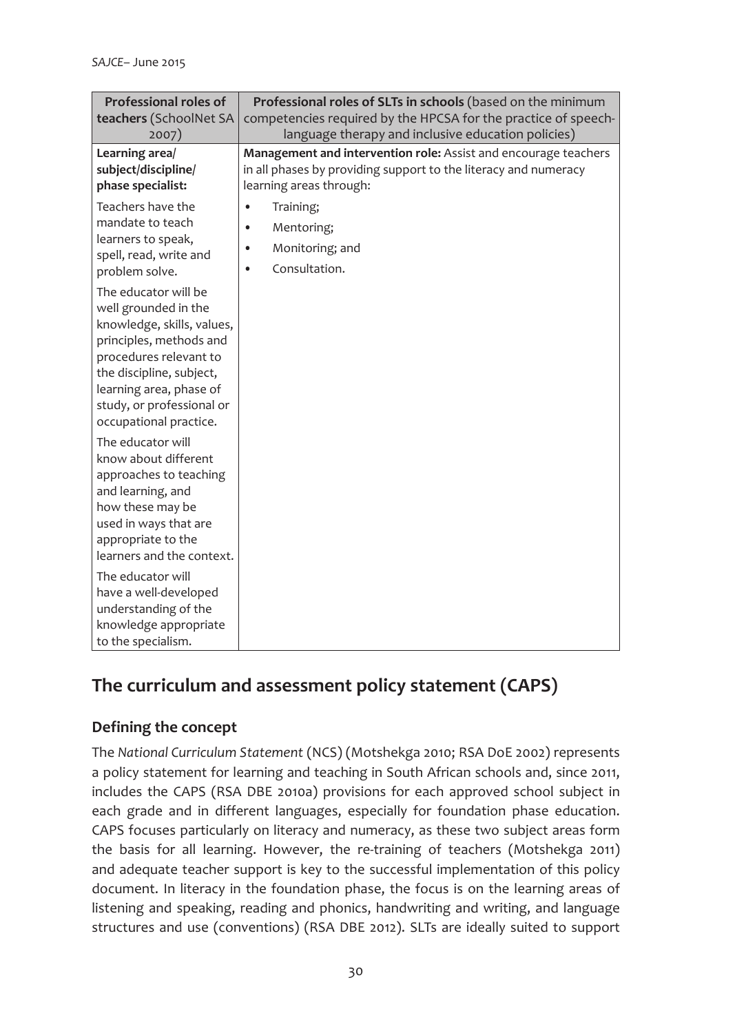| **Professional roles of teachers** (SchoolNet SA 2007) | **Professional roles of SLTs in schools** (based on the minimum competencies required by the HPCSA for the practice of speech-language therapy and inclusive education policies) |
|---|---|
| **Learning area/ subject/discipline/ phase specialist:** Teachers have the mandate to teach learners to speak, spell, read, write and problem solve. The educator will be well grounded in the knowledge, skills, values, principles, methods and procedures relevant to the discipline, subject, learning area, phase of study, or professional or occupational practice. The educator will know about different approaches to teaching and learning, and how these may be used in ways that are appropriate to the learners and the context. The educator will have a well-developed understanding of the knowledge appropriate to the specialism. | **Management and intervention role:** Assist and encourage teachers in all phases by providing support to the literacy and numeracy learning areas through: • Training; • Mentoring; • Monitoring; and • Consultation. |

## The curriculum and assessment policy statement (CAPS)

### Defining the concept

The *National Curriculum Statement* (NCS) (Motshekga 2010; RSA DoE 2002) represents a policy statement for learning and teaching in South African schools and, since 2011, includes the CAPS (RSA DBE 2010a) provisions for each approved school subject in each grade and in different languages, especially for foundation phase education. CAPS focuses particularly on literacy and numeracy, as these two subject areas form the basis for all learning. However, the re-training of teachers (Motshekga 2011) and adequate teacher support is key to the successful implementation of this policy document. In literacy in the foundation phase, the focus is on the learning areas of listening and speaking, reading and phonics, handwriting and writing, and language structures and use (conventions) (RSA DBE 2012). SLTs are ideally suited to support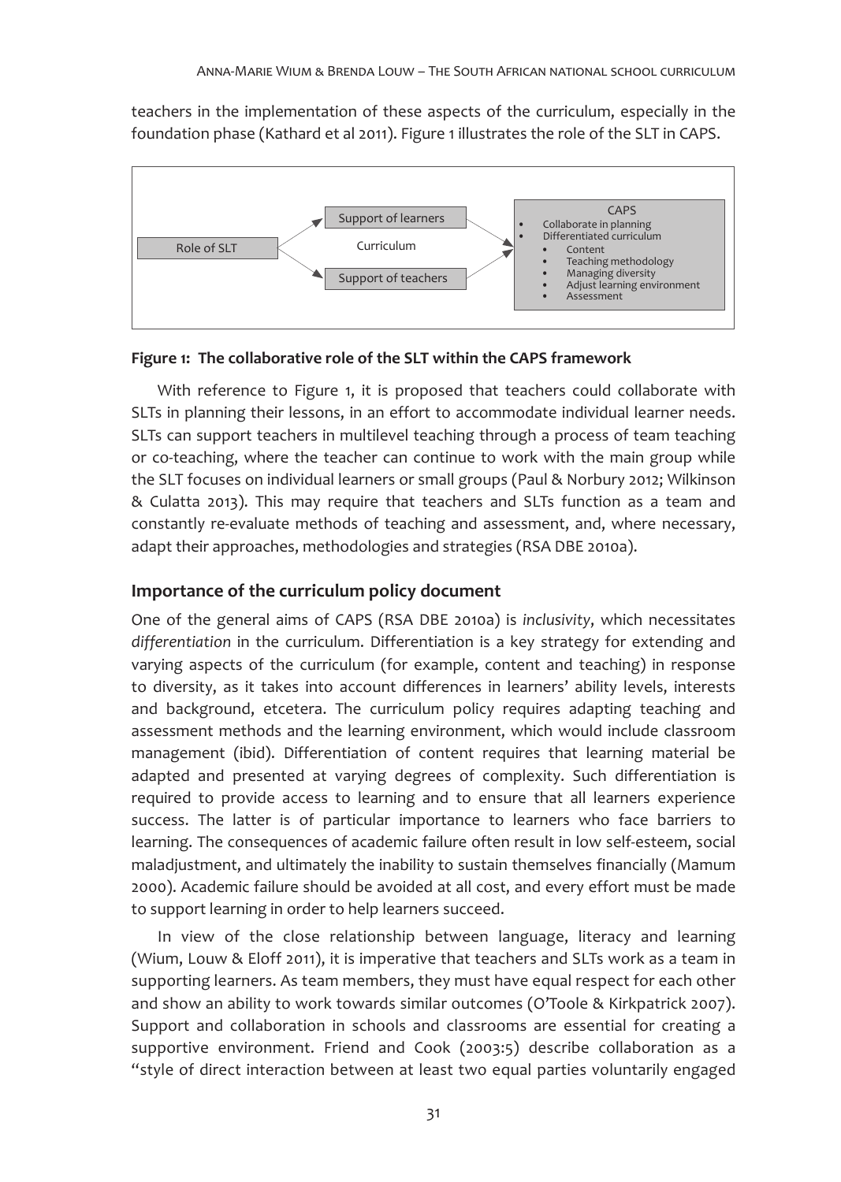teachers in the implementation of these aspects of the curriculum, especially in the foundation phase (Kathard et al 2011). Figure 1 illustrates the role of the SLT in CAPS.

Role of SLT → Support of learners / Support of teachers (Curriculum) → CAPS
- Collaborate in planning
- Differentiated curriculum
  - Content
  - Teaching methodology
  - Managing diversity
  - Adjust learning environment
  - Assessment

**Figure 1: The collaborative role of the SLT within the CAPS framework**

With reference to Figure 1, it is proposed that teachers could collaborate with SLTs in planning their lessons, in an effort to accommodate individual learner needs. SLTs can support teachers in multilevel teaching through a process of team teaching or co-teaching, where the teacher can continue to work with the main group while the SLT focuses on individual learners or small groups (Paul & Norbury 2012; Wilkinson & Culatta 2013). This may require that teachers and SLTs function as a team and constantly re-evaluate methods of teaching and assessment, and, where necessary, adapt their approaches, methodologies and strategies (RSA DBE 2010a).

## Importance of the curriculum policy document

One of the general aims of CAPS (RSA DBE 2010a) is *inclusivity*, which necessitates *differentiation* in the curriculum. Differentiation is a key strategy for extending and varying aspects of the curriculum (for example, content and teaching) in response to diversity, as it takes into account differences in learners' ability levels, interests and background, etcetera. The curriculum policy requires adapting teaching and assessment methods and the learning environment, which would include classroom management (ibid). Differentiation of content requires that learning material be adapted and presented at varying degrees of complexity. Such differentiation is required to provide access to learning and to ensure that all learners experience success. The latter is of particular importance to learners who face barriers to learning. The consequences of academic failure often result in low self-esteem, social maladjustment, and ultimately the inability to sustain themselves financially (Mamum 2000). Academic failure should be avoided at all cost, and every effort must be made to support learning in order to help learners succeed.

In view of the close relationship between language, literacy and learning (Wium, Louw & Eloff 2011), it is imperative that teachers and SLTs work as a team in supporting learners. As team members, they must have equal respect for each other and show an ability to work towards similar outcomes (O'Toole & Kirkpatrick 2007). Support and collaboration in schools and classrooms are essential for creating a supportive environment. Friend and Cook (2003:5) describe collaboration as a "style of direct interaction between at least two equal parties voluntarily engaged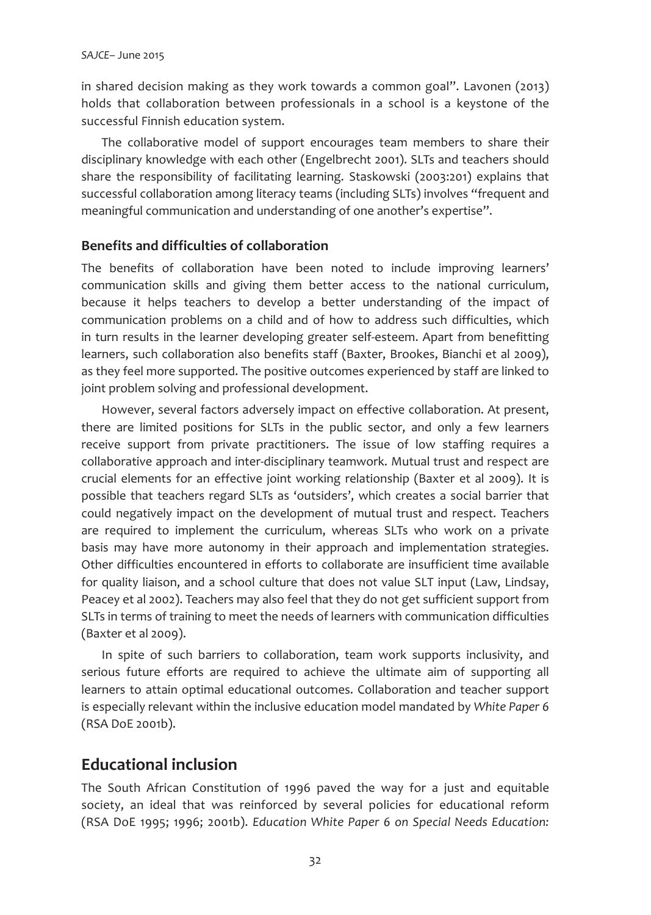in shared decision making as they work towards a common goal". Lavonen (2013) holds that collaboration between professionals in a school is a keystone of the successful Finnish education system.

The collaborative model of support encourages team members to share their disciplinary knowledge with each other (Engelbrecht 2001). SLTs and teachers should share the responsibility of facilitating learning. Staskowski (2003:201) explains that successful collaboration among literacy teams (including SLTs) involves "frequent and meaningful communication and understanding of one another's expertise".

### Benefits and difficulties of collaboration

The benefits of collaboration have been noted to include improving learners' communication skills and giving them better access to the national curriculum, because it helps teachers to develop a better understanding of the impact of communication problems on a child and of how to address such difficulties, which in turn results in the learner developing greater self-esteem. Apart from benefitting learners, such collaboration also benefits staff (Baxter, Brookes, Bianchi et al 2009), as they feel more supported. The positive outcomes experienced by staff are linked to joint problem solving and professional development.

However, several factors adversely impact on effective collaboration. At present, there are limited positions for SLTs in the public sector, and only a few learners receive support from private practitioners. The issue of low staffing requires a collaborative approach and inter-disciplinary teamwork. Mutual trust and respect are crucial elements for an effective joint working relationship (Baxter et al 2009). It is possible that teachers regard SLTs as 'outsiders', which creates a social barrier that could negatively impact on the development of mutual trust and respect. Teachers are required to implement the curriculum, whereas SLTs who work on a private basis may have more autonomy in their approach and implementation strategies. Other difficulties encountered in efforts to collaborate are insufficient time available for quality liaison, and a school culture that does not value SLT input (Law, Lindsay, Peacey et al 2002). Teachers may also feel that they do not get sufficient support from SLTs in terms of training to meet the needs of learners with communication difficulties (Baxter et al 2009).

In spite of such barriers to collaboration, team work supports inclusivity, and serious future efforts are required to achieve the ultimate aim of supporting all learners to attain optimal educational outcomes. Collaboration and teacher support is especially relevant within the inclusive education model mandated by *White Paper 6* (RSA DoE 2001b).

## Educational inclusion

The South African Constitution of 1996 paved the way for a just and equitable society, an ideal that was reinforced by several policies for educational reform (RSA DoE 1995; 1996; 2001b). *Education White Paper 6 on Special Needs Education:*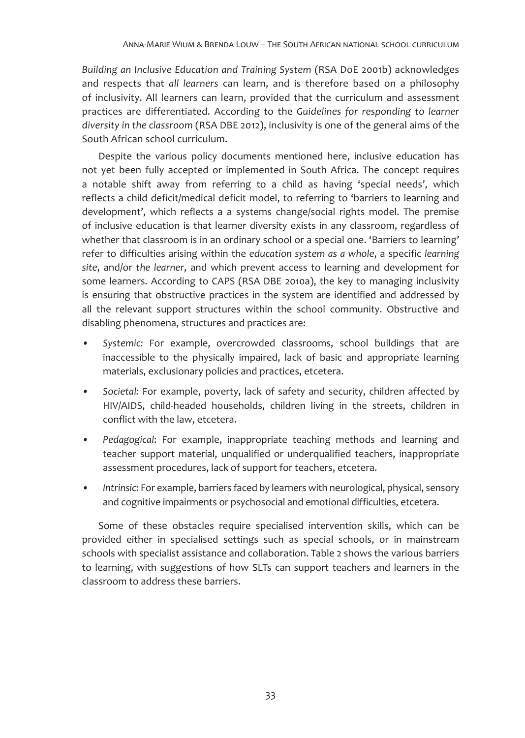*Building an Inclusive Education and Training System* (RSA DoE 2001b) acknowledges and respects that *all learners* can learn, and is therefore based on a philosophy of inclusivity. All learners can learn, provided that the curriculum and assessment practices are differentiated. According to the *Guidelines for responding to learner diversity in the classroom* (RSA DBE 2012), inclusivity is one of the general aims of the South African school curriculum.

Despite the various policy documents mentioned here, inclusive education has not yet been fully accepted or implemented in South Africa. The concept requires a notable shift away from referring to a child as having 'special needs', which reflects a child deficit/medical deficit model, to referring to 'barriers to learning and development', which reflects a a systems change/social rights model. The premise of inclusive education is that learner diversity exists in any classroom, regardless of whether that classroom is in an ordinary school or a special one. 'Barriers to learning' refer to difficulties arising within the *education system as a whole*, a specific *learning site*, and/or *the learner*, and which prevent access to learning and development for some learners. According to CAPS (RSA DBE 2010a), the key to managing inclusivity is ensuring that obstructive practices in the system are identified and addressed by all the relevant support structures within the school community. Obstructive and disabling phenomena, structures and practices are:

- *Systemic:* For example, overcrowded classrooms, school buildings that are inaccessible to the physically impaired, lack of basic and appropriate learning materials, exclusionary policies and practices, etcetera.
- *Societal:* For example, poverty, lack of safety and security, children affected by HIV/AIDS, child-headed households, children living in the streets, children in conflict with the law, etcetera.
- *Pedagogical*: For example, inappropriate teaching methods and learning and teacher support material, unqualified or underqualified teachers, inappropriate assessment procedures, lack of support for teachers, etcetera.
- *Intrinsic*: For example, barriers faced by learners with neurological, physical, sensory and cognitive impairments or psychosocial and emotional difficulties, etcetera.

Some of these obstacles require specialised intervention skills, which can be provided either in specialised settings such as special schools, or in mainstream schools with specialist assistance and collaboration. Table 2 shows the various barriers to learning, with suggestions of how SLTs can support teachers and learners in the classroom to address these barriers.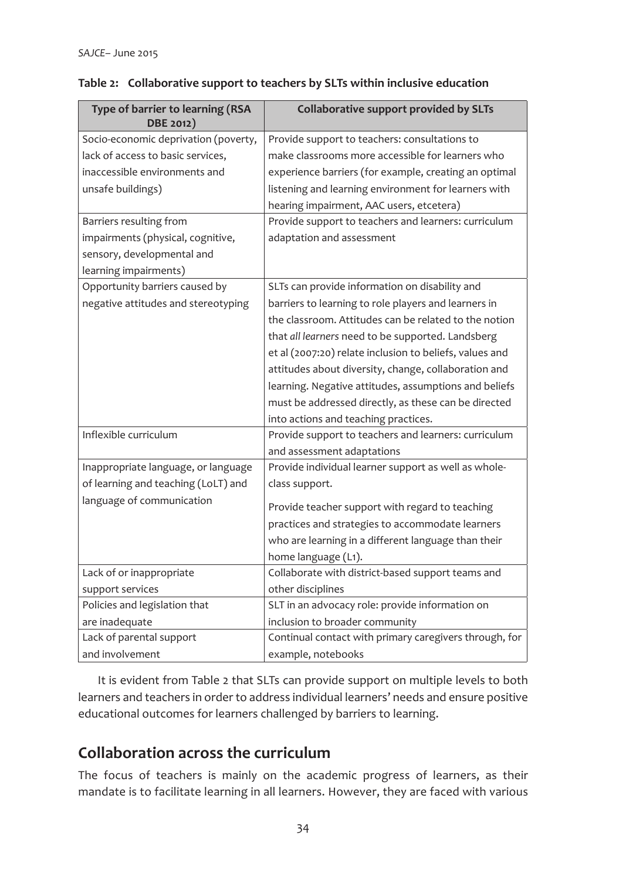**Table 2: Collaborative support to teachers by SLTs within inclusive education**

| Type of barrier to learning (RSA DBE 2012) | Collaborative support provided by SLTs |
|---|---|
| Socio-economic deprivation (poverty, lack of access to basic services, inaccessible environments and unsafe buildings) | Provide support to teachers: consultations to make classrooms more accessible for learners who experience barriers (for example, creating an optimal listening and learning environment for learners with hearing impairment, AAC users, etcetera) |
| Barriers resulting from impairments (physical, cognitive, sensory, developmental and learning impairments) | Provide support to teachers and learners: curriculum adaptation and assessment |
| Opportunity barriers caused by negative attitudes and stereotyping | SLTs can provide information on disability and barriers to learning to role players and learners in the classroom. Attitudes can be related to the notion that *all learners* need to be supported. Landsberg et al (2007:20) relate inclusion to beliefs, values and attitudes about diversity, change, collaboration and learning. Negative attitudes, assumptions and beliefs must be addressed directly, as these can be directed into actions and teaching practices. |
| Inflexible curriculum | Provide support to teachers and learners: curriculum and assessment adaptations |
| Inappropriate language, or language of learning and teaching (LoLT) and language of communication | Provide individual learner support as well as whole-class support. Provide teacher support with regard to teaching practices and strategies to accommodate learners who are learning in a different language than their home language (L1). |
| Lack of or inappropriate support services | Collaborate with district-based support teams and other disciplines |
| Policies and legislation that are inadequate | SLT in an advocacy role: provide information on inclusion to broader community |
| Lack of parental support and involvement | Continual contact with primary caregivers through, for example, notebooks |

It is evident from Table 2 that SLTs can provide support on multiple levels to both learners and teachers in order to address individual learners' needs and ensure positive educational outcomes for learners challenged by barriers to learning.

## Collaboration across the curriculum

The focus of teachers is mainly on the academic progress of learners, as their mandate is to facilitate learning in all learners. However, they are faced with various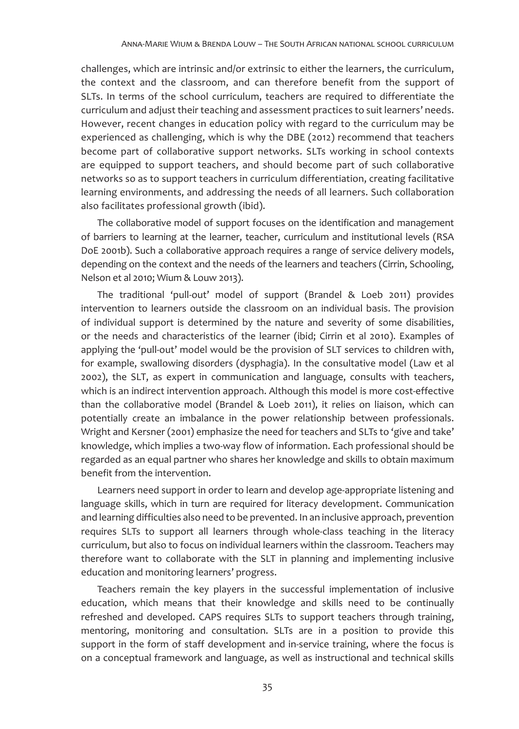challenges, which are intrinsic and/or extrinsic to either the learners, the curriculum, the context and the classroom, and can therefore benefit from the support of SLTs. In terms of the school curriculum, teachers are required to differentiate the curriculum and adjust their teaching and assessment practices to suit learners' needs. However, recent changes in education policy with regard to the curriculum may be experienced as challenging, which is why the DBE (2012) recommend that teachers become part of collaborative support networks. SLTs working in school contexts are equipped to support teachers, and should become part of such collaborative networks so as to support teachers in curriculum differentiation, creating facilitative learning environments, and addressing the needs of all learners. Such collaboration also facilitates professional growth (ibid).

The collaborative model of support focuses on the identification and management of barriers to learning at the learner, teacher, curriculum and institutional levels (RSA DoE 2001b). Such a collaborative approach requires a range of service delivery models, depending on the context and the needs of the learners and teachers (Cirrin, Schooling, Nelson et al 2010; Wium & Louw 2013).

The traditional 'pull-out' model of support (Brandel & Loeb 2011) provides intervention to learners outside the classroom on an individual basis. The provision of individual support is determined by the nature and severity of some disabilities, or the needs and characteristics of the learner (ibid; Cirrin et al 2010). Examples of applying the 'pull-out' model would be the provision of SLT services to children with, for example, swallowing disorders (dysphagia). In the consultative model (Law et al 2002), the SLT, as expert in communication and language, consults with teachers, which is an indirect intervention approach. Although this model is more cost-effective than the collaborative model (Brandel & Loeb 2011), it relies on liaison, which can potentially create an imbalance in the power relationship between professionals. Wright and Kersner (2001) emphasize the need for teachers and SLTs to 'give and take' knowledge, which implies a two-way flow of information. Each professional should be regarded as an equal partner who shares her knowledge and skills to obtain maximum benefit from the intervention.

Learners need support in order to learn and develop age-appropriate listening and language skills, which in turn are required for literacy development. Communication and learning difficulties also need to be prevented. In an inclusive approach, prevention requires SLTs to support all learners through whole-class teaching in the literacy curriculum, but also to focus on individual learners within the classroom. Teachers may therefore want to collaborate with the SLT in planning and implementing inclusive education and monitoring learners' progress.

Teachers remain the key players in the successful implementation of inclusive education, which means that their knowledge and skills need to be continually refreshed and developed. CAPS requires SLTs to support teachers through training, mentoring, monitoring and consultation. SLTs are in a position to provide this support in the form of staff development and in-service training, where the focus is on a conceptual framework and language, as well as instructional and technical skills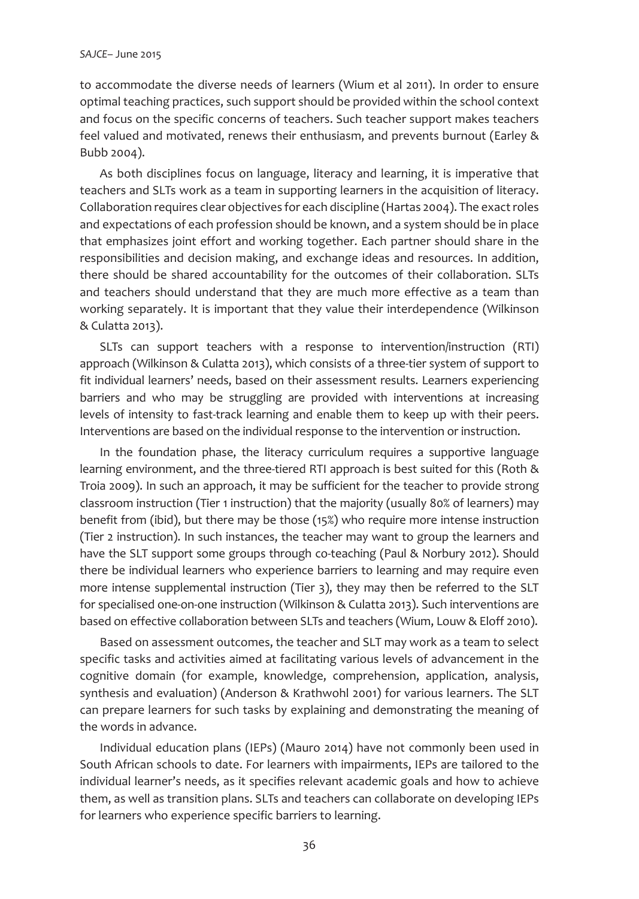to accommodate the diverse needs of learners (Wium et al 2011). In order to ensure optimal teaching practices, such support should be provided within the school context and focus on the specific concerns of teachers. Such teacher support makes teachers feel valued and motivated, renews their enthusiasm, and prevents burnout (Earley & Bubb 2004).

As both disciplines focus on language, literacy and learning, it is imperative that teachers and SLTs work as a team in supporting learners in the acquisition of literacy. Collaboration requires clear objectives for each discipline (Hartas 2004). The exact roles and expectations of each profession should be known, and a system should be in place that emphasizes joint effort and working together. Each partner should share in the responsibilities and decision making, and exchange ideas and resources. In addition, there should be shared accountability for the outcomes of their collaboration. SLTs and teachers should understand that they are much more effective as a team than working separately. It is important that they value their interdependence (Wilkinson & Culatta 2013).

SLTs can support teachers with a response to intervention/instruction (RTI) approach (Wilkinson & Culatta 2013), which consists of a three-tier system of support to fit individual learners' needs, based on their assessment results. Learners experiencing barriers and who may be struggling are provided with interventions at increasing levels of intensity to fast-track learning and enable them to keep up with their peers. Interventions are based on the individual response to the intervention or instruction.

In the foundation phase, the literacy curriculum requires a supportive language learning environment, and the three-tiered RTI approach is best suited for this (Roth & Troia 2009). In such an approach, it may be sufficient for the teacher to provide strong classroom instruction (Tier 1 instruction) that the majority (usually 80% of learners) may benefit from (ibid), but there may be those (15%) who require more intense instruction (Tier 2 instruction). In such instances, the teacher may want to group the learners and have the SLT support some groups through co-teaching (Paul & Norbury 2012). Should there be individual learners who experience barriers to learning and may require even more intense supplemental instruction (Tier 3), they may then be referred to the SLT for specialised one-on-one instruction (Wilkinson & Culatta 2013). Such interventions are based on effective collaboration between SLTs and teachers (Wium, Louw & Eloff 2010).

Based on assessment outcomes, the teacher and SLT may work as a team to select specific tasks and activities aimed at facilitating various levels of advancement in the cognitive domain (for example, knowledge, comprehension, application, analysis, synthesis and evaluation) (Anderson & Krathwohl 2001) for various learners. The SLT can prepare learners for such tasks by explaining and demonstrating the meaning of the words in advance.

Individual education plans (IEPs) (Mauro 2014) have not commonly been used in South African schools to date. For learners with impairments, IEPs are tailored to the individual learner's needs, as it specifies relevant academic goals and how to achieve them, as well as transition plans. SLTs and teachers can collaborate on developing IEPs for learners who experience specific barriers to learning.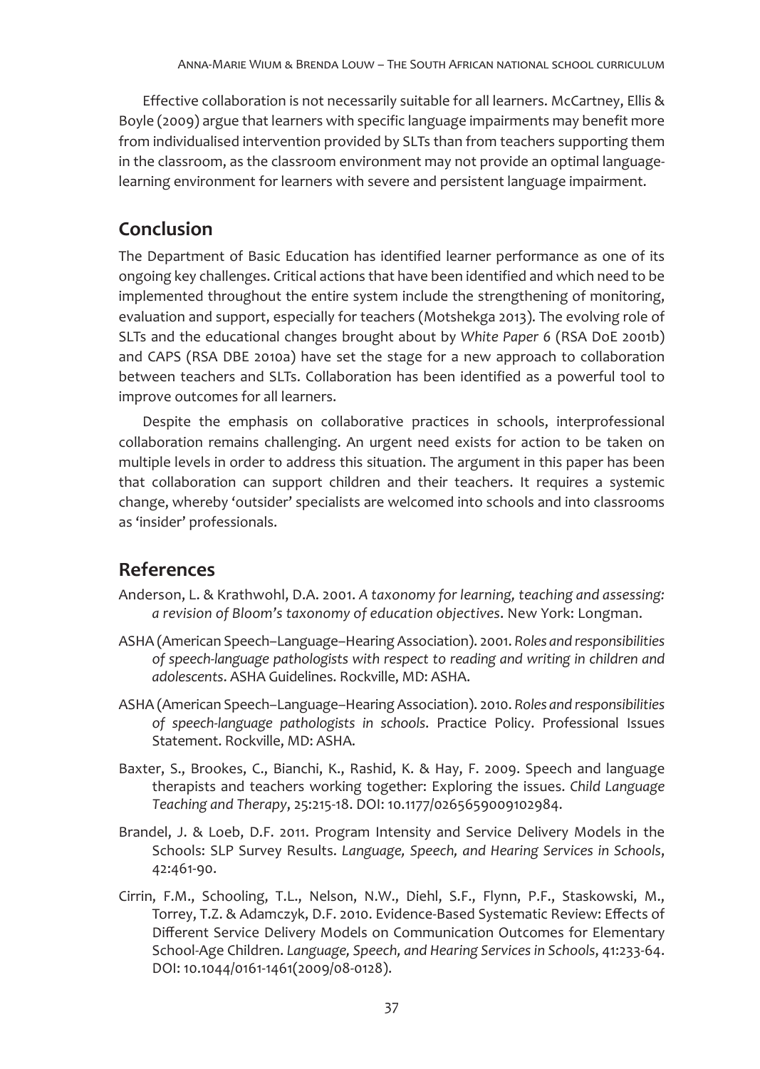Effective collaboration is not necessarily suitable for all learners. McCartney, Ellis & Boyle (2009) argue that learners with specific language impairments may benefit more from individualised intervention provided by SLTs than from teachers supporting them in the classroom, as the classroom environment may not provide an optimal language-learning environment for learners with severe and persistent language impairment.

## Conclusion

The Department of Basic Education has identified learner performance as one of its ongoing key challenges. Critical actions that have been identified and which need to be implemented throughout the entire system include the strengthening of monitoring, evaluation and support, especially for teachers (Motshekga 2013). The evolving role of SLTs and the educational changes brought about by *White Paper 6* (RSA DoE 2001b) and CAPS (RSA DBE 2010a) have set the stage for a new approach to collaboration between teachers and SLTs. Collaboration has been identified as a powerful tool to improve outcomes for all learners.

Despite the emphasis on collaborative practices in schools, interprofessional collaboration remains challenging. An urgent need exists for action to be taken on multiple levels in order to address this situation. The argument in this paper has been that collaboration can support children and their teachers. It requires a systemic change, whereby 'outsider' specialists are welcomed into schools and into classrooms as 'insider' professionals.

## References

Anderson, L. & Krathwohl, D.A. 2001. *A taxonomy for learning, teaching and assessing: a revision of Bloom's taxonomy of education objectives*. New York: Longman.

ASHA (American Speech–Language–Hearing Association). 2001. *Roles and responsibilities of speech-language pathologists with respect to reading and writing in children and adolescents*. ASHA Guidelines. Rockville, MD: ASHA.

ASHA (American Speech–Language–Hearing Association). 2010. *Roles and responsibilities of speech-language pathologists in schools*. Practice Policy. Professional Issues Statement. Rockville, MD: ASHA.

Baxter, S., Brookes, C., Bianchi, K., Rashid, K. & Hay, F. 2009. Speech and language therapists and teachers working together: Exploring the issues. *Child Language Teaching and Therapy*, 25:215-18. DOI: 10.1177/0265659009102984.

Brandel, J. & Loeb, D.F. 2011. Program Intensity and Service Delivery Models in the Schools: SLP Survey Results. *Language, Speech, and Hearing Services in Schools*, 42:461-90.

Cirrin, F.M., Schooling, T.L., Nelson, N.W., Diehl, S.F., Flynn, P.F., Staskowski, M., Torrey, T.Z. & Adamczyk, D.F. 2010. Evidence-Based Systematic Review: Effects of Different Service Delivery Models on Communication Outcomes for Elementary School-Age Children. *Language, Speech, and Hearing Services in Schools*, 41:233-64. DOI: 10.1044/0161-1461(2009/08-0128).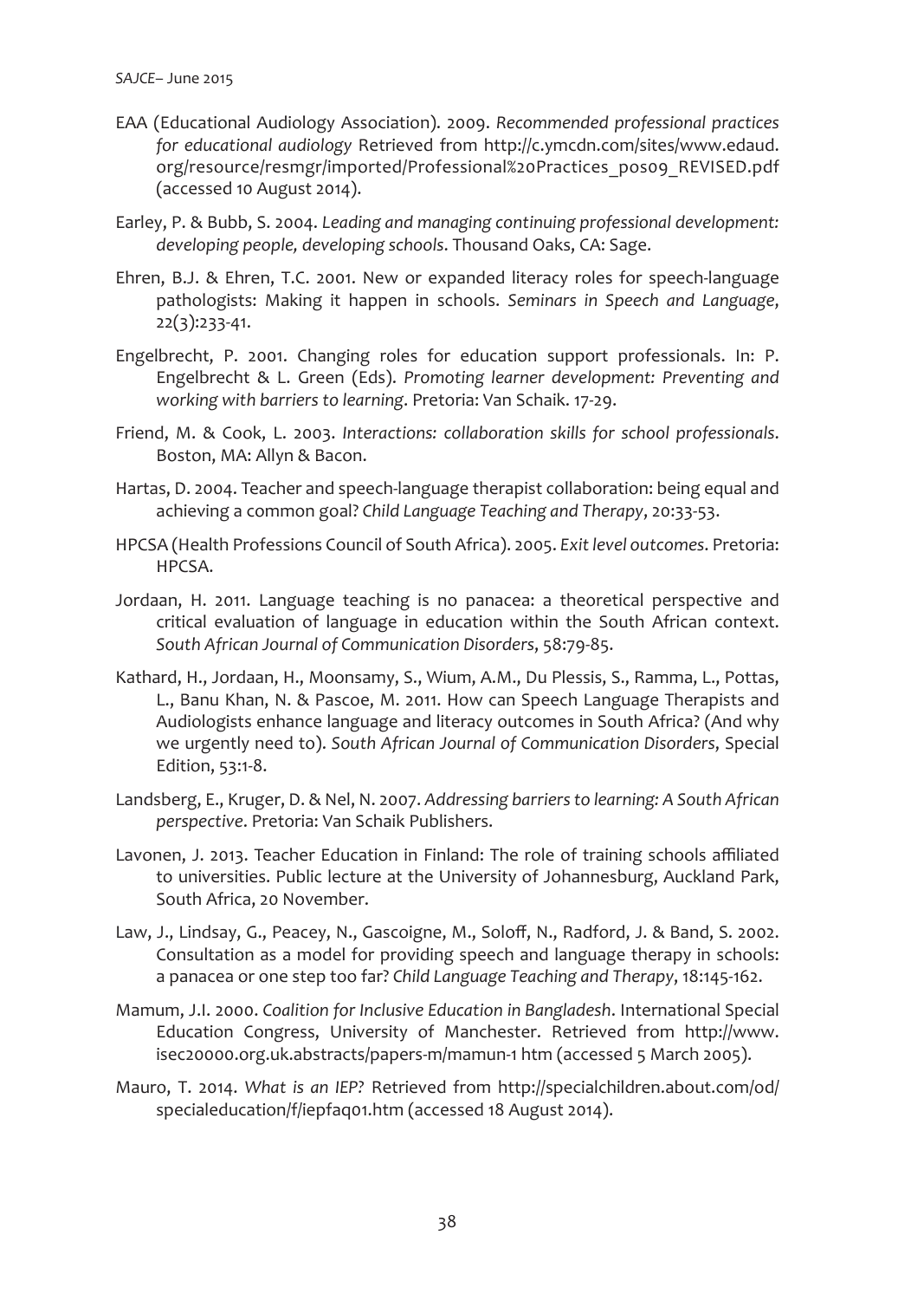EAA (Educational Audiology Association). 2009. *Recommended professional practices for educational audiology* Retrieved from http://c.ymcdn.com/sites/www.edaud.org/resource/resmgr/imported/Professional%20Practices_pos09_REVISED.pdf (accessed 10 August 2014).

Earley, P. & Bubb, S. 2004. *Leading and managing continuing professional development: developing people, developing schools*. Thousand Oaks, CA: Sage.

Ehren, B.J. & Ehren, T.C. 2001. New or expanded literacy roles for speech-language pathologists: Making it happen in schools. *Seminars in Speech and Language*, 22(3):233-41.

Engelbrecht, P. 2001. Changing roles for education support professionals. In: P. Engelbrecht & L. Green (Eds). *Promoting learner development: Preventing and working with barriers to learning*. Pretoria: Van Schaik. 17-29.

Friend, M. & Cook, L. 2003. *Interactions: collaboration skills for school professionals*. Boston, MA: Allyn & Bacon.

Hartas, D. 2004. Teacher and speech-language therapist collaboration: being equal and achieving a common goal? *Child Language Teaching and Therapy*, 20:33-53.

HPCSA (Health Professions Council of South Africa). 2005. *Exit level outcomes*. Pretoria: HPCSA.

Jordaan, H. 2011. Language teaching is no panacea: a theoretical perspective and critical evaluation of language in education within the South African context. *South African Journal of Communication Disorders*, 58:79-85.

Kathard, H., Jordaan, H., Moonsamy, S., Wium, A.M., Du Plessis, S., Ramma, L., Pottas, L., Banu Khan, N. & Pascoe, M. 2011. How can Speech Language Therapists and Audiologists enhance language and literacy outcomes in South Africa? (And why we urgently need to). *South African Journal of Communication Disorders*, Special Edition, 53:1-8.

Landsberg, E., Kruger, D. & Nel, N. 2007. *Addressing barriers to learning: A South African perspective*. Pretoria: Van Schaik Publishers.

Lavonen, J. 2013. Teacher Education in Finland: The role of training schools affiliated to universities. Public lecture at the University of Johannesburg, Auckland Park, South Africa, 20 November.

Law, J., Lindsay, G., Peacey, N., Gascoigne, M., Soloff, N., Radford, J. & Band, S. 2002. Consultation as a model for providing speech and language therapy in schools: a panacea or one step too far? *Child Language Teaching and Therapy*, 18:145-162.

Mamum, J.I. 2000. *Coalition for Inclusive Education in Bangladesh*. International Special Education Congress, University of Manchester. Retrieved from http://www.isec20000.org.uk.abstracts/papers-m/mamun-1 htm (accessed 5 March 2005).

Mauro, T. 2014. *What is an IEP?* Retrieved from http://specialchildren.about.com/od/specialeducation/f/iepfaq01.htm (accessed 18 August 2014).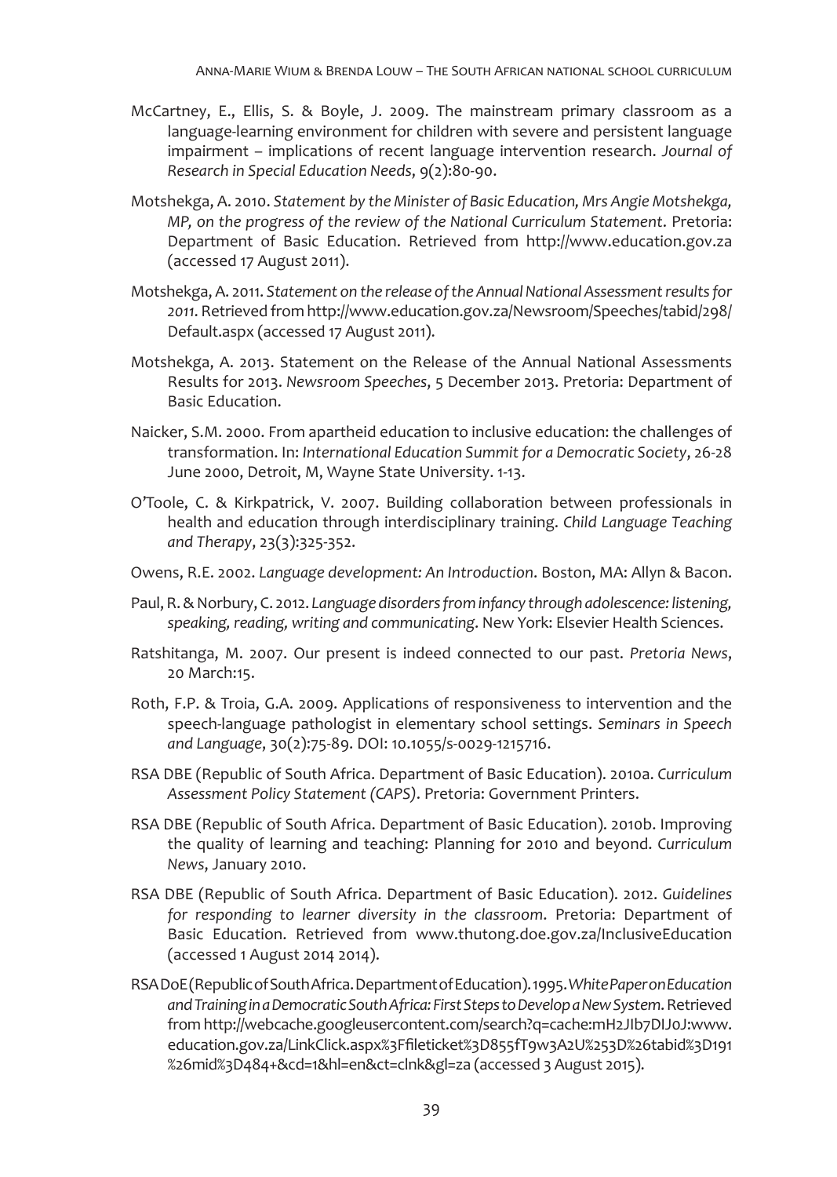McCartney, E., Ellis, S. & Boyle, J. 2009. The mainstream primary classroom as a language-learning environment for children with severe and persistent language impairment – implications of recent language intervention research. *Journal of Research in Special Education Needs*, 9(2):80-90.

Motshekga, A. 2010. *Statement by the Minister of Basic Education, Mrs Angie Motshekga, MP, on the progress of the review of the National Curriculum Statement*. Pretoria: Department of Basic Education. Retrieved from http://www.education.gov.za (accessed 17 August 2011).

Motshekga, A. 2011. *Statement on the release of the Annual National Assessment results for 2011*. Retrieved from http://www.education.gov.za/Newsroom/Speeches/tabid/298/Default.aspx (accessed 17 August 2011).

Motshekga, A. 2013. Statement on the Release of the Annual National Assessments Results for 2013. *Newsroom Speeches*, 5 December 2013. Pretoria: Department of Basic Education.

Naicker, S.M. 2000. From apartheid education to inclusive education: the challenges of transformation. In: *International Education Summit for a Democratic Society*, 26-28 June 2000, Detroit, M, Wayne State University. 1-13.

O'Toole, C. & Kirkpatrick, V. 2007. Building collaboration between professionals in health and education through interdisciplinary training. *Child Language Teaching and Therapy*, 23(3):325-352.

Owens, R.E. 2002. *Language development: An Introduction*. Boston, MA: Allyn & Bacon.

Paul, R. & Norbury, C. 2012. *Language disorders from infancy through adolescence: listening, speaking, reading, writing and communicating*. New York: Elsevier Health Sciences.

Ratshitanga, M. 2007. Our present is indeed connected to our past. *Pretoria News*, 20 March:15.

Roth, F.P. & Troia, G.A. 2009. Applications of responsiveness to intervention and the speech-language pathologist in elementary school settings. *Seminars in Speech and Language*, 30(2):75-89. DOI: 10.1055/s-0029-1215716.

RSA DBE (Republic of South Africa. Department of Basic Education). 2010a. *Curriculum Assessment Policy Statement (CAPS)*. Pretoria: Government Printers.

RSA DBE (Republic of South Africa. Department of Basic Education). 2010b. Improving the quality of learning and teaching: Planning for 2010 and beyond. *Curriculum News*, January 2010.

RSA DBE (Republic of South Africa. Department of Basic Education). 2012. *Guidelines for responding to learner diversity in the classroom*. Pretoria: Department of Basic Education. Retrieved from www.thutong.doe.gov.za/InclusiveEducation (accessed 1 August 2014 2014).

RSA DoE (Republic of South Africa. Department of Education). 1995. *White Paper on Education and Training in a Democratic South Africa: First Steps to Develop a New System*. Retrieved from http://webcache.googleusercontent.com/search?q=cache:mH2JIb7DIJ0J:www.education.gov.za/LinkClick.aspx%3Ffileticket%3D855fT9w3A2U%253D%26tabid%3D191%26mid%3D484+&cd=1&hl=en&ct=clnk&gl=za (accessed 3 August 2015).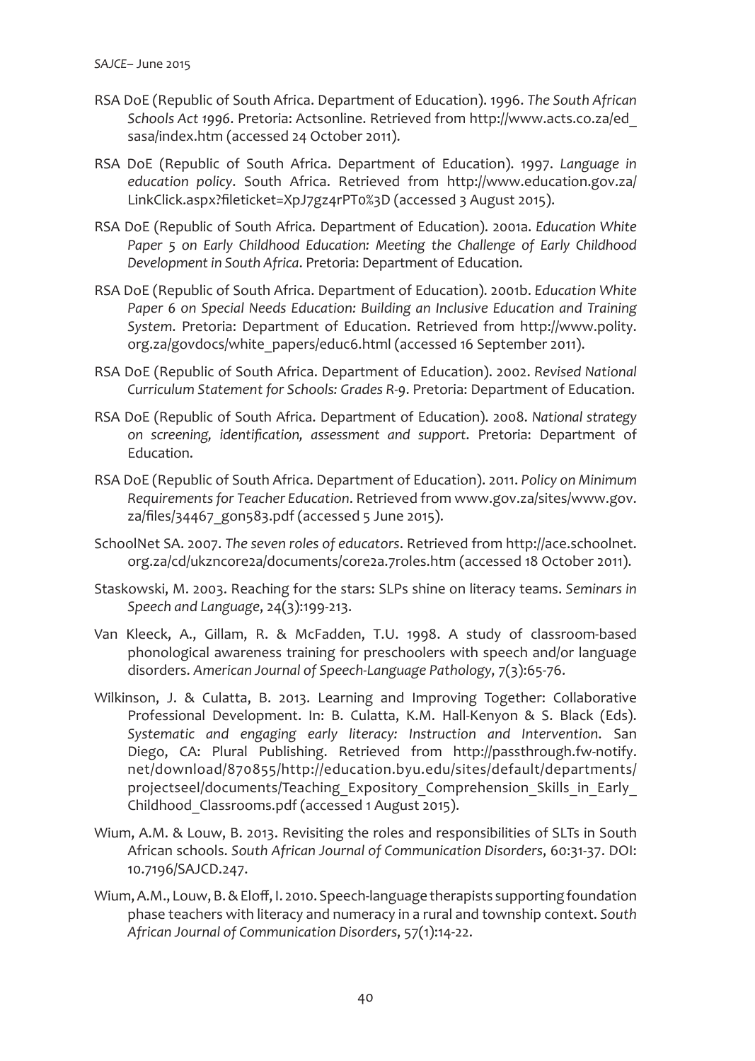RSA DoE (Republic of South Africa. Department of Education). 1996. *The South African Schools Act 1996*. Pretoria: Actsonline. Retrieved from http://www.acts.co.za/ed_sasa/index.htm (accessed 24 October 2011).

RSA DoE (Republic of South Africa. Department of Education). 1997. *Language in education policy*. South Africa. Retrieved from http://www.education.gov.za/LinkClick.aspx?fileticket=XpJ7gz4rPT0%3D (accessed 3 August 2015).

RSA DoE (Republic of South Africa. Department of Education). 2001a. *Education White Paper 5 on Early Childhood Education: Meeting the Challenge of Early Childhood Development in South Africa*. Pretoria: Department of Education.

RSA DoE (Republic of South Africa. Department of Education). 2001b. *Education White Paper 6 on Special Needs Education: Building an Inclusive Education and Training System*. Pretoria: Department of Education. Retrieved from http://www.polity.org.za/govdocs/white_papers/educ6.html (accessed 16 September 2011).

RSA DoE (Republic of South Africa. Department of Education). 2002. *Revised National Curriculum Statement for Schools: Grades R-9*. Pretoria: Department of Education.

RSA DoE (Republic of South Africa. Department of Education). 2008. *National strategy on screening, identification, assessment and support*. Pretoria: Department of Education.

RSA DoE (Republic of South Africa. Department of Education). 2011. *Policy on Minimum Requirements for Teacher Education*. Retrieved from www.gov.za/sites/www.gov.za/files/34467_gon583.pdf (accessed 5 June 2015).

SchoolNet SA. 2007. *The seven roles of educators*. Retrieved from http://ace.schoolnet.org.za/cd/ukzncore2a/documents/core2a.7roles.htm (accessed 18 October 2011).

Staskowski, M. 2003. Reaching for the stars: SLPs shine on literacy teams. *Seminars in Speech and Language*, 24(3):199-213.

Van Kleeck, A., Gillam, R. & McFadden, T.U. 1998. A study of classroom-based phonological awareness training for preschoolers with speech and/or language disorders. *American Journal of Speech-Language Pathology*, 7(3):65-76.

Wilkinson, J. & Culatta, B. 2013. Learning and Improving Together: Collaborative Professional Development. In: B. Culatta, K.M. Hall-Kenyon & S. Black (Eds). *Systematic and engaging early literacy: Instruction and Intervention*. San Diego, CA: Plural Publishing. Retrieved from http://passthrough.fw-notify.net/download/870855/http://education.byu.edu/sites/default/departments/projectseel/documents/Teaching_Expository_Comprehension_Skills_in_Early_Childhood_Classrooms.pdf (accessed 1 August 2015).

Wium, A.M. & Louw, B. 2013. Revisiting the roles and responsibilities of SLTs in South African schools. *South African Journal of Communication Disorders*, 60:31-37. DOI: 10.7196/SAJCD.247.

Wium, A.M., Louw, B. & Eloff, I. 2010. Speech-language therapists supporting foundation phase teachers with literacy and numeracy in a rural and township context. *South African Journal of Communication Disorders*, 57(1):14-22.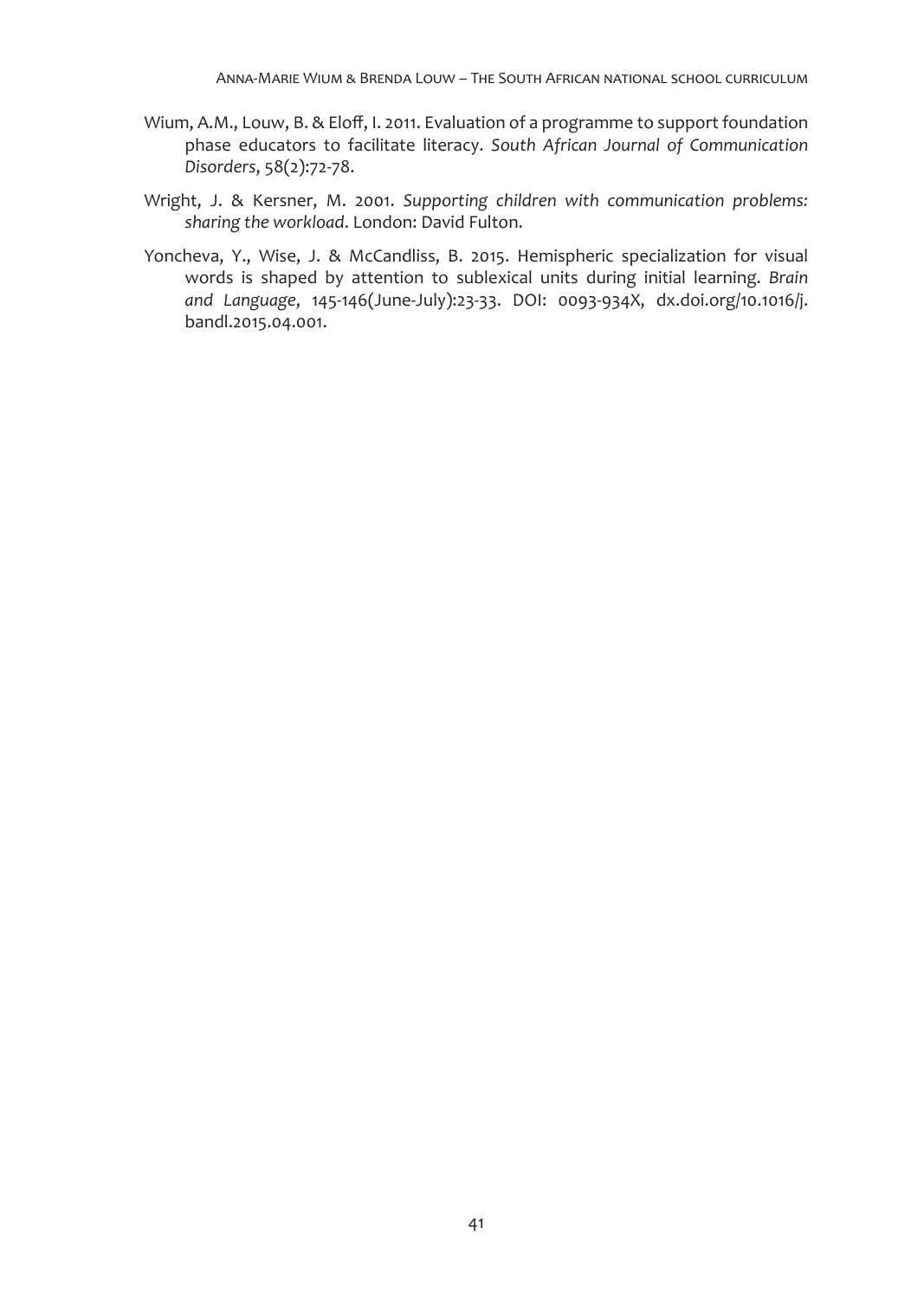Wium, A.M., Louw, B. & Eloff, I. 2011. Evaluation of a programme to support foundation phase educators to facilitate literacy. *South African Journal of Communication Disorders*, 58(2):72-78.

Wright, J. & Kersner, M. 2001. *Supporting children with communication problems: sharing the workload*. London: David Fulton.

Yoncheva, Y., Wise, J. & McCandliss, B. 2015. Hemispheric specialization for visual words is shaped by attention to sublexical units during initial learning. *Brain and Language*, 145-146(June-July):23-33. DOI: 0093-934X, dx.doi.org/10.1016/j.bandl.2015.04.001.